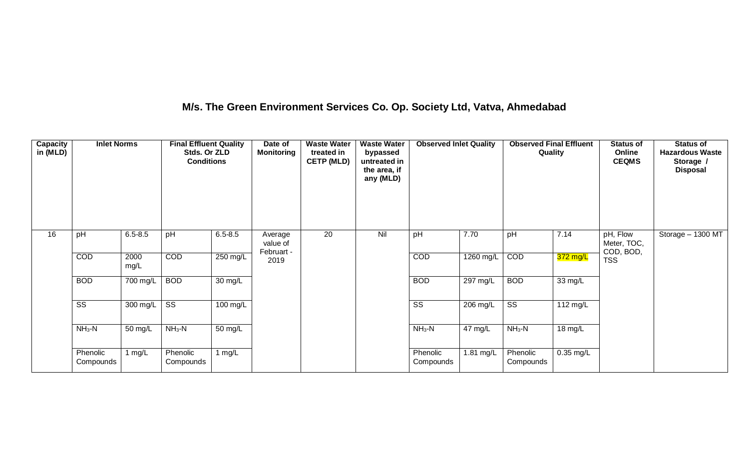## M/s. The Green Environment Services Co. Op. Society Ltd, Vatva, Ahmedabad

| Capacity in (MLD) | Inlet Norms | | Final Effluent Quality Stds. Or ZLD Conditions | | Date of Monitoring | Waste Water treated in CETP (MLD) | Waste Water bypassed untreated in the area, if any (MLD) | Observed Inlet Quality | | Observed Final Effluent Quality | | Status of Online CEQMS | Status of Hazardous Waste Storage / Disposal |
|---|---|---|---|---|---|---|---|---|---|---|---|---|---|
| 16 | pH | 6.5-8.5 | pH | 6.5-8.5 | Average value of Februart - 2019 | 20 | Nil | pH | 7.70 | pH | 7.14 | pH, Flow Meter, TOC, COD, BOD, TSS | Storage – 1300 MT |
| | COD | 2000 mg/L | COD | 250 mg/L | | | | COD | 1260 mg/L | COD | 372 mg/L | | |
| | BOD | 700 mg/L | BOD | 30 mg/L | | | | BOD | 297 mg/L | BOD | 33 mg/L | | |
| | SS | 300 mg/L | SS | 100 mg/L | | | | SS | 206 mg/L | SS | 112 mg/L | | |
| | $NH_3$-N | 50 mg/L | $NH_3$-N | 50 mg/L | | | | $NH_3$-N | 47 mg/L | $NH_3$-N | 18 mg/L | | |
| | Phenolic Compounds | 1 mg/L | Phenolic Compounds | 1 mg/L | | | | Phenolic Compounds | 1.81 mg/L | Phenolic Compounds | 0.35 mg/L | | |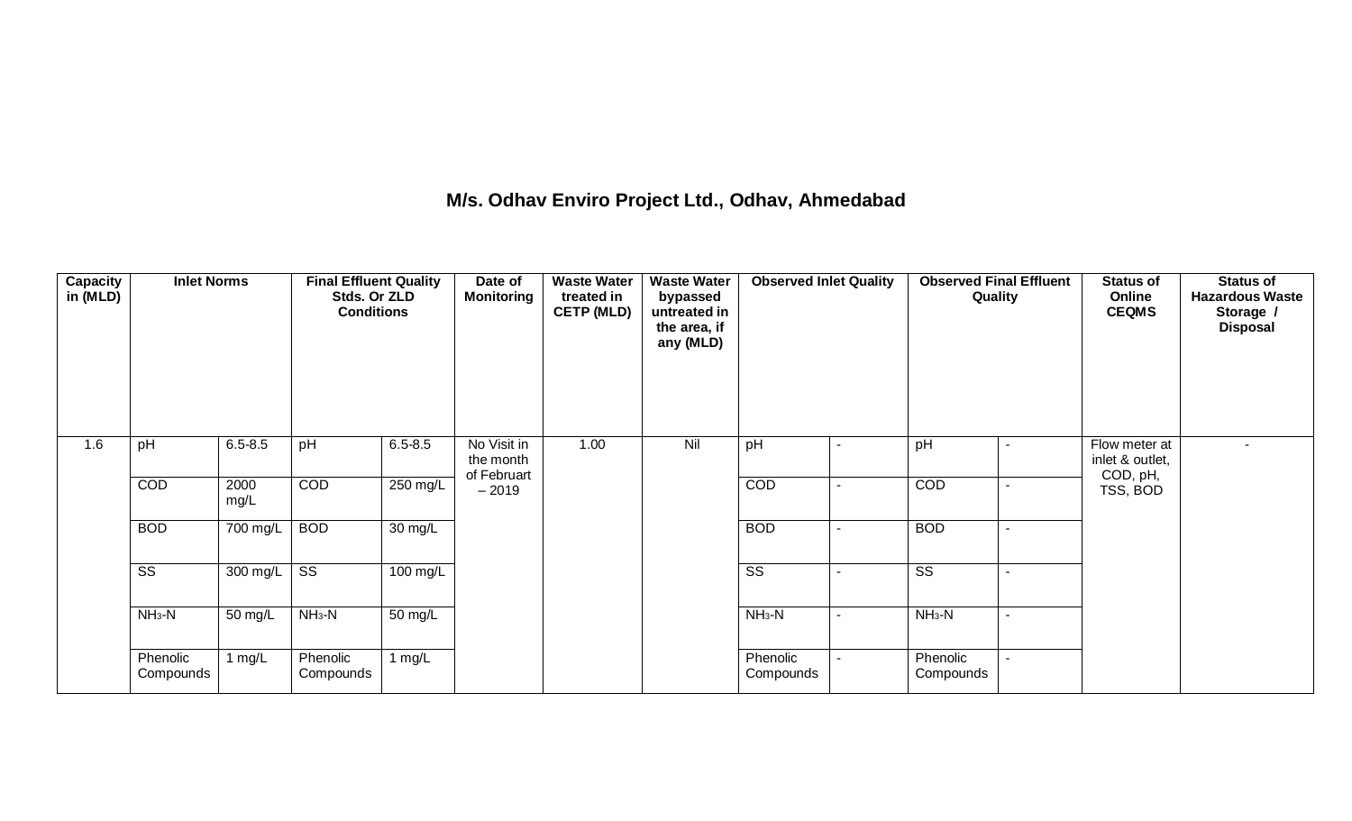## M/s. Odhav Enviro Project Ltd., Odhav, Ahmedabad

| Capacity in (MLD) | Inlet Norms | | Final Effluent Quality Stds. Or ZLD Conditions | | Date of Monitoring | Waste Water treated in CETP (MLD) | Waste Water bypassed untreated in the area, if any (MLD) | Observed Inlet Quality | | Observed Final Effluent Quality | | Status of Online CEQMS | Status of Hazardous Waste Storage / Disposal |
|---|---|---|---|---|---|---|---|---|---|---|---|---|---|
| 1.6 | pH | 6.5-8.5 | pH | 6.5-8.5 | No Visit in the month of Februart – 2019 | 1.00 | Nil | pH | - | pH | - | Flow meter at inlet & outlet, COD, pH, TSS, BOD | - |
| | COD | 2000 mg/L | COD | 250 mg/L | | | | COD | - | COD | - | | |
| | BOD | 700 mg/L | BOD | 30 mg/L | | | | BOD | - | BOD | - | | |
| | SS | 300 mg/L | SS | 100 mg/L | | | | SS | - | SS | - | | |
| | $NH_3$-N | 50 mg/L | $NH_3$-N | 50 mg/L | | | | $NH_3$-N | - | $NH_3$-N | - | | |
| | Phenolic Compounds | 1 mg/L | Phenolic Compounds | 1 mg/L | | | | Phenolic Compounds | - | Phenolic Compounds | - | | |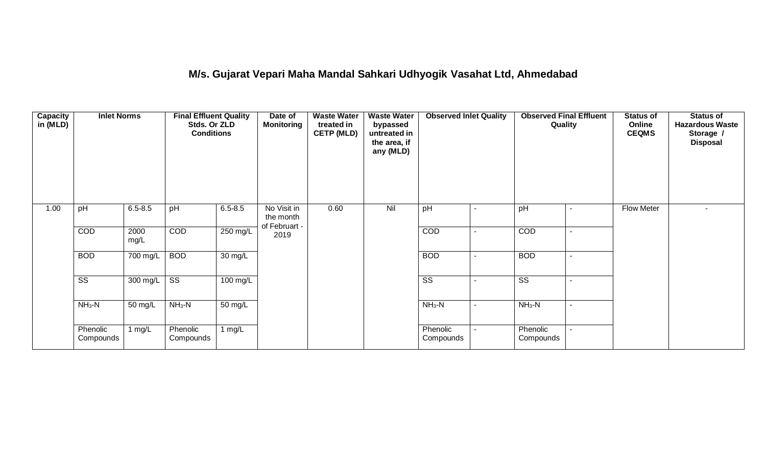# M/s. Gujarat Vepari Maha Mandal Sahkari Udhyogik Vasahat Ltd, Ahmedabad

| Capacity in (MLD) | Inlet Norms | | Final Effluent Quality Stds. Or ZLD Conditions | | Date of Monitoring | Waste Water treated in CETP (MLD) | Waste Water bypassed untreated in the area, if any (MLD) | Observed Inlet Quality | | Observed Final Effluent Quality | | Status of Online CEQMS | Status of Hazardous Waste Storage / Disposal |
|---|---|---|---|---|---|---|---|---|---|---|---|---|---|
| 1.00 | pH | 6.5-8.5 | pH | 6.5-8.5 | No Visit in the month of Februart - 2019 | 0.60 | Nil | pH | - | pH | - | Flow Meter | - |
| | COD | 2000 mg/L | COD | 250 mg/L | | | | COD | - | COD | - | | |
| | BOD | 700 mg/L | BOD | 30 mg/L | | | | BOD | - | BOD | - | | |
| | SS | 300 mg/L | SS | 100 mg/L | | | | SS | - | SS | - | | |
| | $NH_3$-N | 50 mg/L | $NH_3$-N | 50 mg/L | | | | $NH_3$-N | - | $NH_3$-N | - | | |
| | Phenolic Compounds | 1 mg/L | Phenolic Compounds | 1 mg/L | | | | Phenolic Compounds | - | Phenolic Compounds | - | | |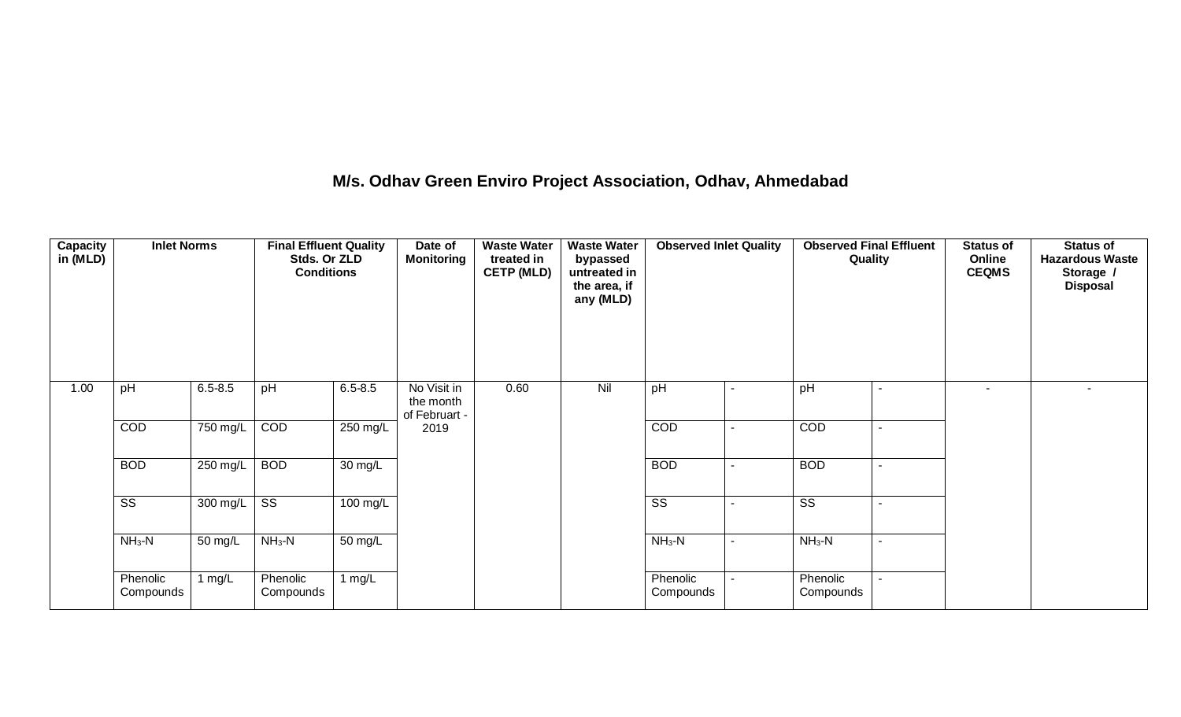## M/s. Odhav Green Enviro Project Association, Odhav, Ahmedabad

| Capacity in (MLD) | Inlet Norms | | Final Effluent Quality Stds. Or ZLD Conditions | | Date of Monitoring | Waste Water treated in CETP (MLD) | Waste Water bypassed untreated in the area, if any (MLD) | Observed Inlet Quality | | Observed Final Effluent Quality | | Status of Online CEQMS | Status of Hazardous Waste Storage / Disposal |
|---|---|---|---|---|---|---|---|---|---|---|---|---|---|
| 1.00 | pH | 6.5-8.5 | pH | 6.5-8.5 | No Visit in the month of Februart - 2019 | 0.60 | Nil | pH | - | pH | - | - | - |
| | COD | 750 mg/L | COD | 250 mg/L | | | | COD | - | COD | - | | |
| | BOD | 250 mg/L | BOD | 30 mg/L | | | | BOD | - | BOD | - | | |
| | SS | 300 mg/L | SS | 100 mg/L | | | | SS | - | SS | - | | |
| | $NH_3$-N | 50 mg/L | $NH_3$-N | 50 mg/L | | | | $NH_3$-N | - | $NH_3$-N | - | | |
| | Phenolic Compounds | 1 mg/L | Phenolic Compounds | 1 mg/L | | | | Phenolic Compounds | - | Phenolic Compounds | - | | |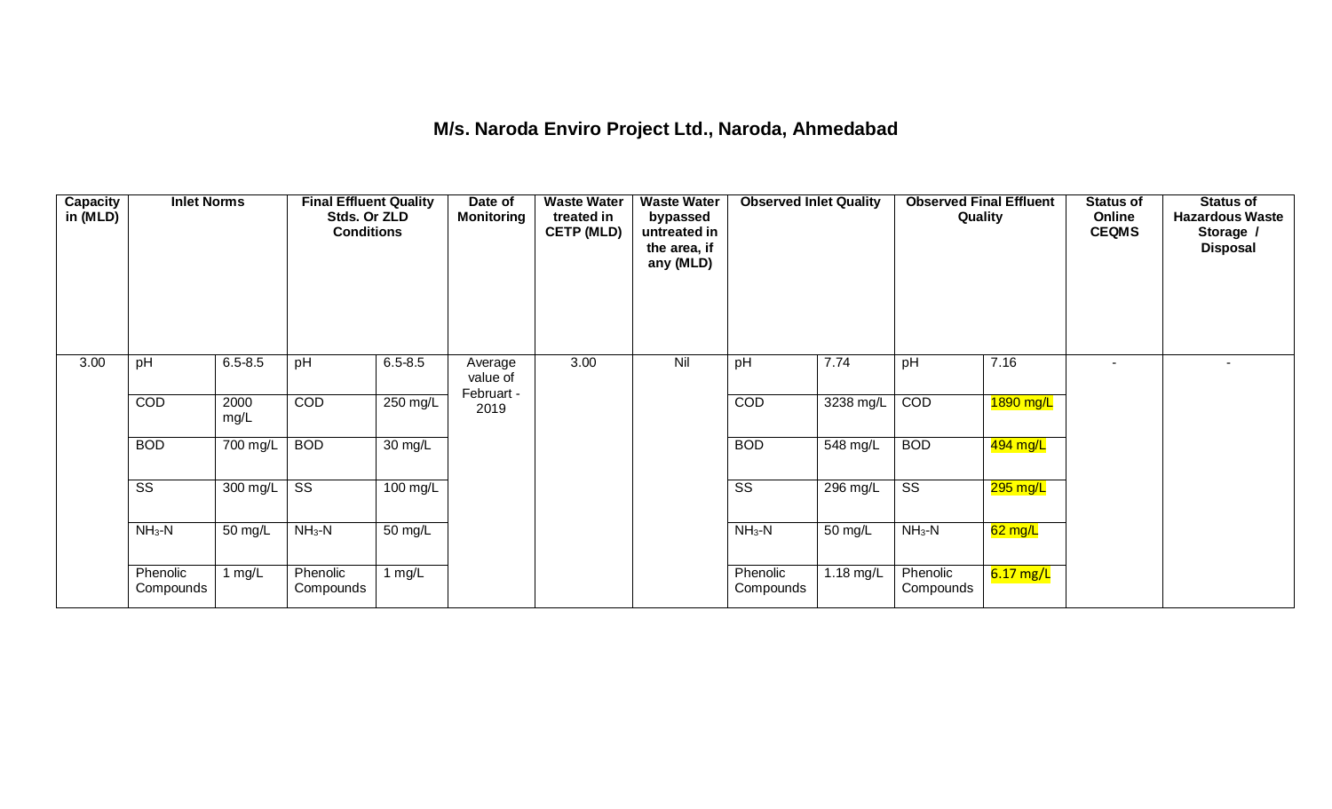# M/s. Naroda Enviro Project Ltd., Naroda, Ahmedabad

| Capacity in (MLD) | Inlet Norms | | Final Effluent Quality Stds. Or ZLD Conditions | | Date of Monitoring | Waste Water treated in CETP (MLD) | Waste Water bypassed untreated in the area, if any (MLD) | Observed Inlet Quality | | Observed Final Effluent Quality | | Status of Online CEQMS | Status of Hazardous Waste Storage / Disposal |
|---|---|---|---|---|---|---|---|---|---|---|---|---|---|
| 3.00 | pH | 6.5-8.5 | pH | 6.5-8.5 | Average value of Februart - 2019 | 3.00 | Nil | pH | 7.74 | pH | 7.16 | - | - |
| | COD | 2000 mg/L | COD | 250 mg/L | | | | COD | 3238 mg/L | COD | 1890 mg/L | | |
| | BOD | 700 mg/L | BOD | 30 mg/L | | | | BOD | 548 mg/L | BOD | 494 mg/L | | |
| | SS | 300 mg/L | SS | 100 mg/L | | | | SS | 296 mg/L | SS | 295 mg/L | | |
| | $NH_3$-N | 50 mg/L | $NH_3$-N | 50 mg/L | | | | $NH_3$-N | 50 mg/L | $NH_3$-N | 62 mg/L | | |
| | Phenolic Compounds | 1 mg/L | Phenolic Compounds | 1 mg/L | | | | Phenolic Compounds | 1.18 mg/L | Phenolic Compounds | 6.17 mg/L | | |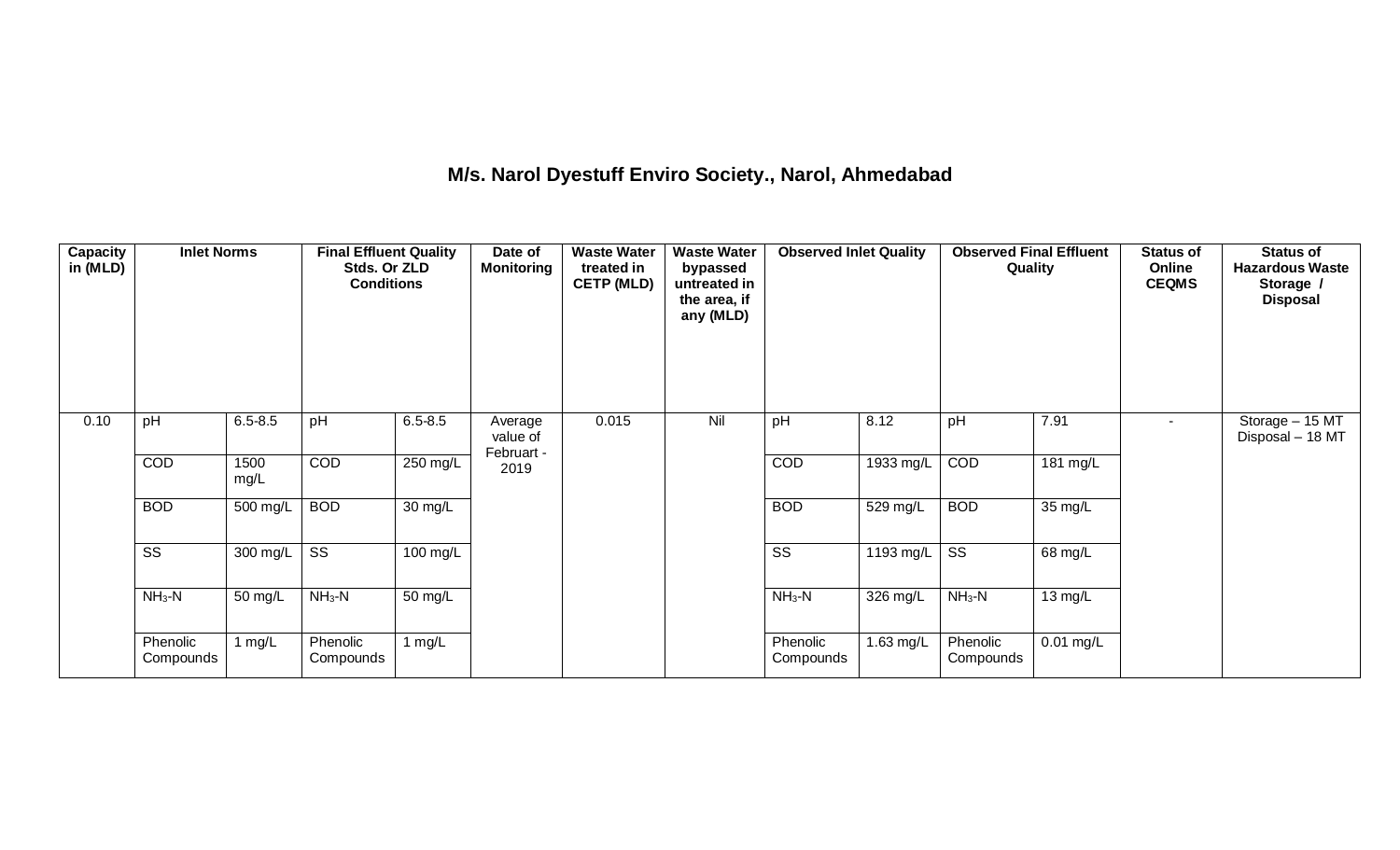## M/s. Narol Dyestuff Enviro Society., Narol, Ahmedabad

| Capacity in (MLD) | Inlet Norms | | Final Effluent Quality Stds. Or ZLD Conditions | | Date of Monitoring | Waste Water treated in CETP (MLD) | Waste Water bypassed untreated in the area, if any (MLD) | Observed Inlet Quality | | Observed Final Effluent Quality | | Status of Online CEQMS | Status of Hazardous Waste Storage / Disposal |
|---|---|---|---|---|---|---|---|---|---|---|---|---|---|
| 0.10 | pH | 6.5-8.5 | pH | 6.5-8.5 | Average value of Februart - 2019 | 0.015 | Nil | pH | 8.12 | pH | 7.91 | - | Storage – 15 MT Disposal – 18 MT |
| | COD | 1500 mg/L | COD | 250 mg/L | | | | COD | 1933 mg/L | COD | 181 mg/L | | |
| | BOD | 500 mg/L | BOD | 30 mg/L | | | | BOD | 529 mg/L | BOD | 35 mg/L | | |
| | SS | 300 mg/L | SS | 100 mg/L | | | | SS | 1193 mg/L | SS | 68 mg/L | | |
| | $NH_3$-N | 50 mg/L | $NH_3$-N | 50 mg/L | | | | $NH_3$-N | 326 mg/L | $NH_3$-N | 13 mg/L | | |
| | Phenolic Compounds | 1 mg/L | Phenolic Compounds | 1 mg/L | | | | Phenolic Compounds | 1.63 mg/L | Phenolic Compounds | 0.01 mg/L | | |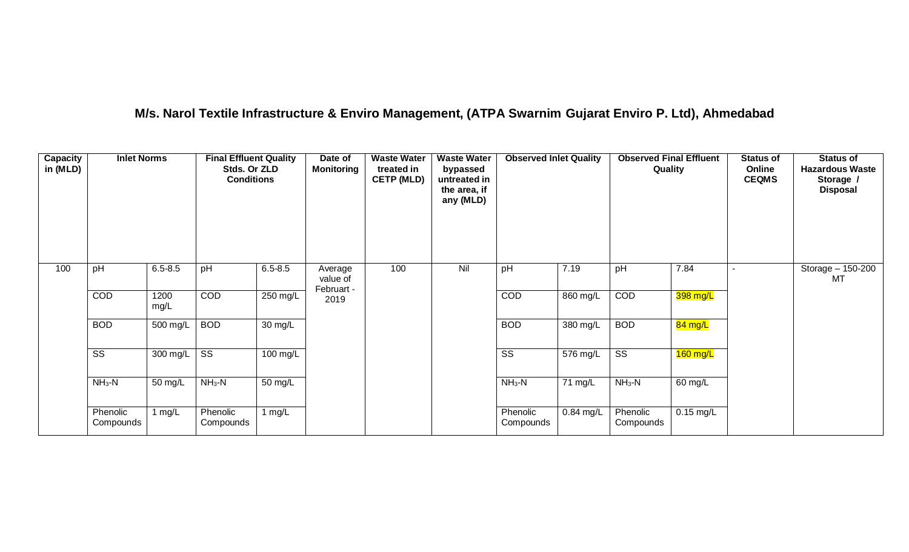# M/s. Narol Textile Infrastructure & Enviro Management, (ATPA Swarnim Gujarat Enviro P. Ltd), Ahmedabad

| Capacity in (MLD) | Inlet Norms | | Final Effluent Quality Stds. Or ZLD Conditions | | Date of Monitoring | Waste Water treated in CETP (MLD) | Waste Water bypassed untreated in the area, if any (MLD) | Observed Inlet Quality | | Observed Final Effluent Quality | | Status of Online CEQMS | Status of Hazardous Waste Storage / Disposal |
|---|---|---|---|---|---|---|---|---|---|---|---|---|---|
| 100 | pH | 6.5-8.5 | pH | 6.5-8.5 | Average value of Februart - 2019 | 100 | Nil | pH | 7.19 | pH | 7.84 | - | Storage – 150-200 MT |
| | COD | 1200 mg/L | COD | 250 mg/L | | | | COD | 860 mg/L | COD | 398 mg/L | | |
| | BOD | 500 mg/L | BOD | 30 mg/L | | | | BOD | 380 mg/L | BOD | 84 mg/L | | |
| | SS | 300 mg/L | SS | 100 mg/L | | | | SS | 576 mg/L | SS | 160 mg/L | | |
| | $NH_3$-N | 50 mg/L | $NH_3$-N | 50 mg/L | | | | $NH_3$-N | 71 mg/L | $NH_3$-N | 60 mg/L | | |
| | Phenolic Compounds | 1 mg/L | Phenolic Compounds | 1 mg/L | | | | Phenolic Compounds | 0.84 mg/L | Phenolic Compounds | 0.15 mg/L | | |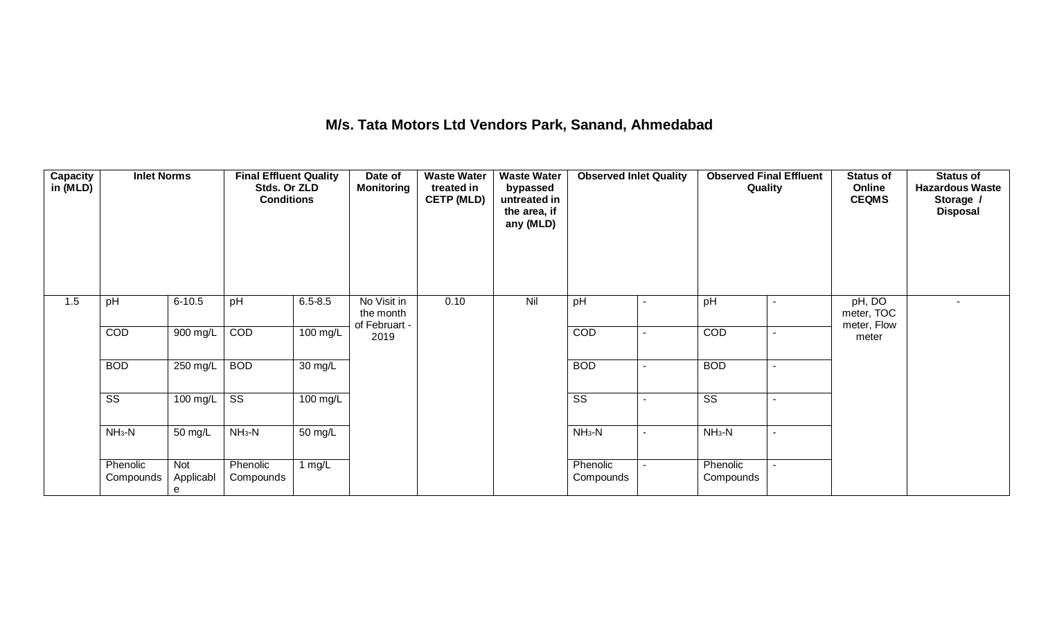# M/s. Tata Motors Ltd Vendors Park, Sanand, Ahmedabad

| Capacity in (MLD) | Inlet Norms | | Final Effluent Quality Stds. Or ZLD Conditions | | Date of Monitoring | Waste Water treated in CETP (MLD) | Waste Water bypassed untreated in the area, if any (MLD) | Observed Inlet Quality | | Observed Final Effluent Quality | | Status of Online CEQMS | Status of Hazardous Waste Storage / Disposal |
|---|---|---|---|---|---|---|---|---|---|---|---|---|---|
| 1.5 | pH | 6-10.5 | pH | 6.5-8.5 | No Visit in the month of Februart - 2019 | 0.10 | Nil | pH | - | pH | - | pH, DO meter, TOC meter, Flow meter | - |
| | COD | 900 mg/L | COD | 100 mg/L | | | | COD | - | COD | - | | |
| | BOD | 250 mg/L | BOD | 30 mg/L | | | | BOD | - | BOD | - | | |
| | SS | 100 mg/L | SS | 100 mg/L | | | | SS | - | SS | - | | |
| | $NH_3$-N | 50 mg/L | $NH_3$-N | 50 mg/L | | | | $NH_3$-N | - | $NH_3$-N | - | | |
| | Phenolic Compounds | Not Applicable | Phenolic Compounds | 1 mg/L | | | | Phenolic Compounds | - | Phenolic Compounds | - | | |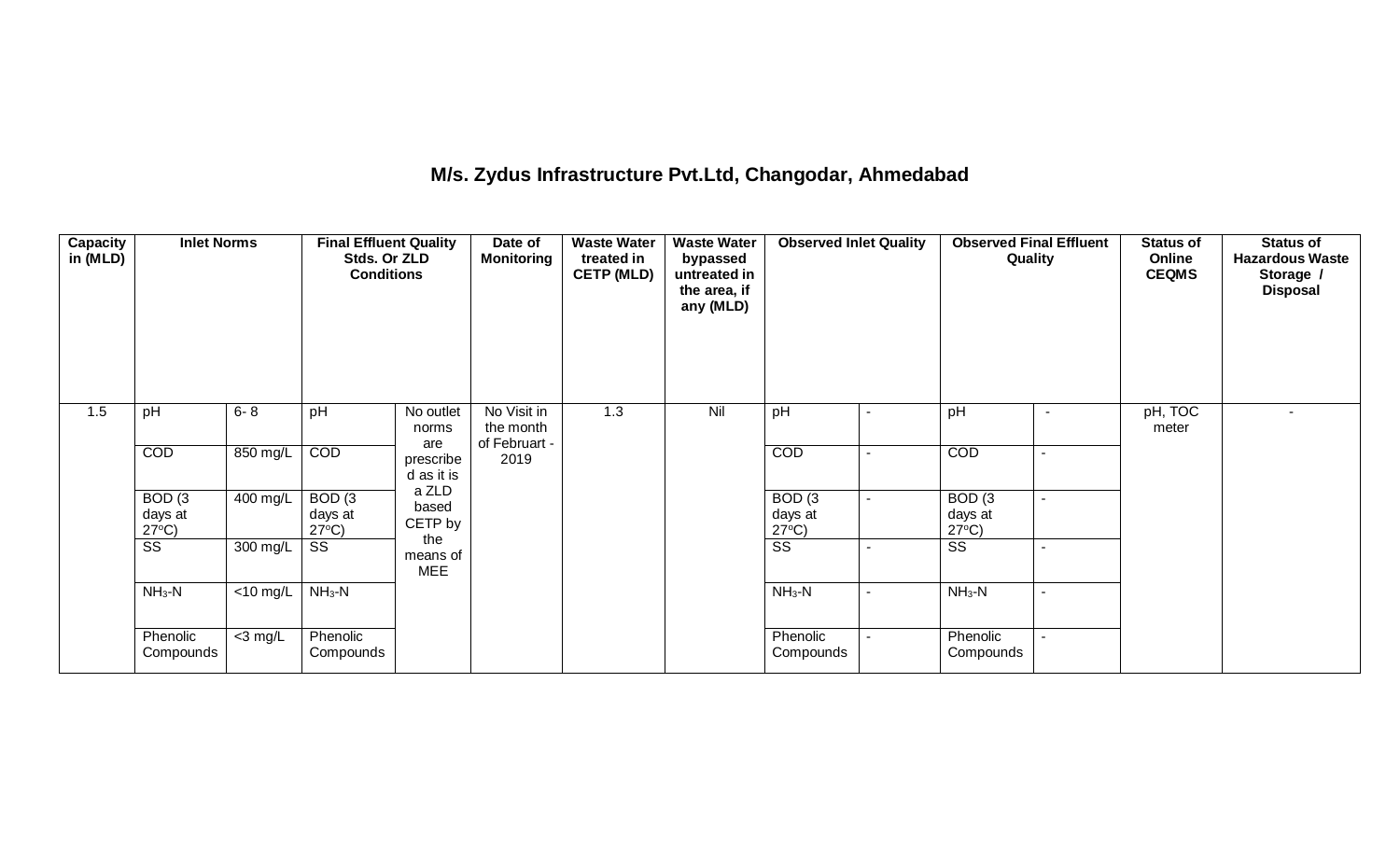## M/s. Zydus Infrastructure Pvt.Ltd, Changodar, Ahmedabad

| Capacity in (MLD) | Inlet Norms | | Final Effluent Quality Stds. Or ZLD Conditions | | Date of Monitoring | Waste Water treated in CETP (MLD) | Waste Water bypassed untreated in the area, if any (MLD) | Observed Inlet Quality | | Observed Final Effluent Quality | | Status of Online CEQMS | Status of Hazardous Waste Storage / Disposal |
|---|---|---|---|---|---|---|---|---|---|---|---|---|---|
| 1.5 | pH | 6- 8 | pH | No outlet norms are prescribed as it is a ZLD based CETP by the means of MEE | No Visit in the month of Februart - 2019 | 1.3 | Nil | pH | - | pH | - | pH, TOC meter | - |
| | COD | 850 mg/L | COD | | | | | COD | - | COD | - | | |
| | BOD (3 days at 27$^{o}$C) | 400 mg/L | BOD (3 days at 27$^{o}$C) | | | | | BOD (3 days at 27$^{o}$C) | - | BOD (3 days at 27$^{o}$C) | - | | |
| | SS | 300 mg/L | SS | | | | | SS | - | SS | - | | |
| | $NH_3$-N | <10 mg/L | $NH_3$-N | | | | | $NH_3$-N | - | $NH_3$-N | - | | |
| | Phenolic Compounds | <3 mg/L | Phenolic Compounds | | | | | Phenolic Compounds | - | Phenolic Compounds | - | | |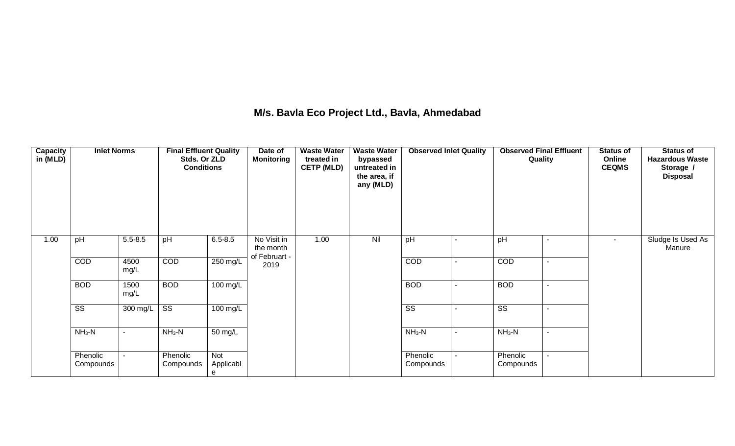## M/s. Bavla Eco Project Ltd., Bavla, Ahmedabad

| Capacity in (MLD) | Inlet Norms | | Final Effluent Quality Stds. Or ZLD Conditions | | Date of Monitoring | Waste Water treated in CETP (MLD) | Waste Water bypassed untreated in the area, if any (MLD) | Observed Inlet Quality | | Observed Final Effluent Quality | | Status of Online CEQMS | Status of Hazardous Waste Storage / Disposal |
|---|---|---|---|---|---|---|---|---|---|---|---|---|---|
| 1.00 | pH | 5.5-8.5 | pH | 6.5-8.5 | No Visit in the month of Februart - 2019 | 1.00 | Nil | pH | - | pH | - | - | Sludge Is Used As Manure |
| | COD | 4500 mg/L | COD | 250 mg/L | | | | COD | - | COD | - | | |
| | BOD | 1500 mg/L | BOD | 100 mg/L | | | | BOD | - | BOD | - | | |
| | SS | 300 mg/L | SS | 100 mg/L | | | | SS | - | SS | - | | |
| | $NH_3$-N | - | $NH_3$-N | 50 mg/L | | | | $NH_3$-N | - | $NH_3$-N | - | | |
| | Phenolic Compounds | - | Phenolic Compounds | Not Applicable | | | | Phenolic Compounds | - | Phenolic Compounds | - | | |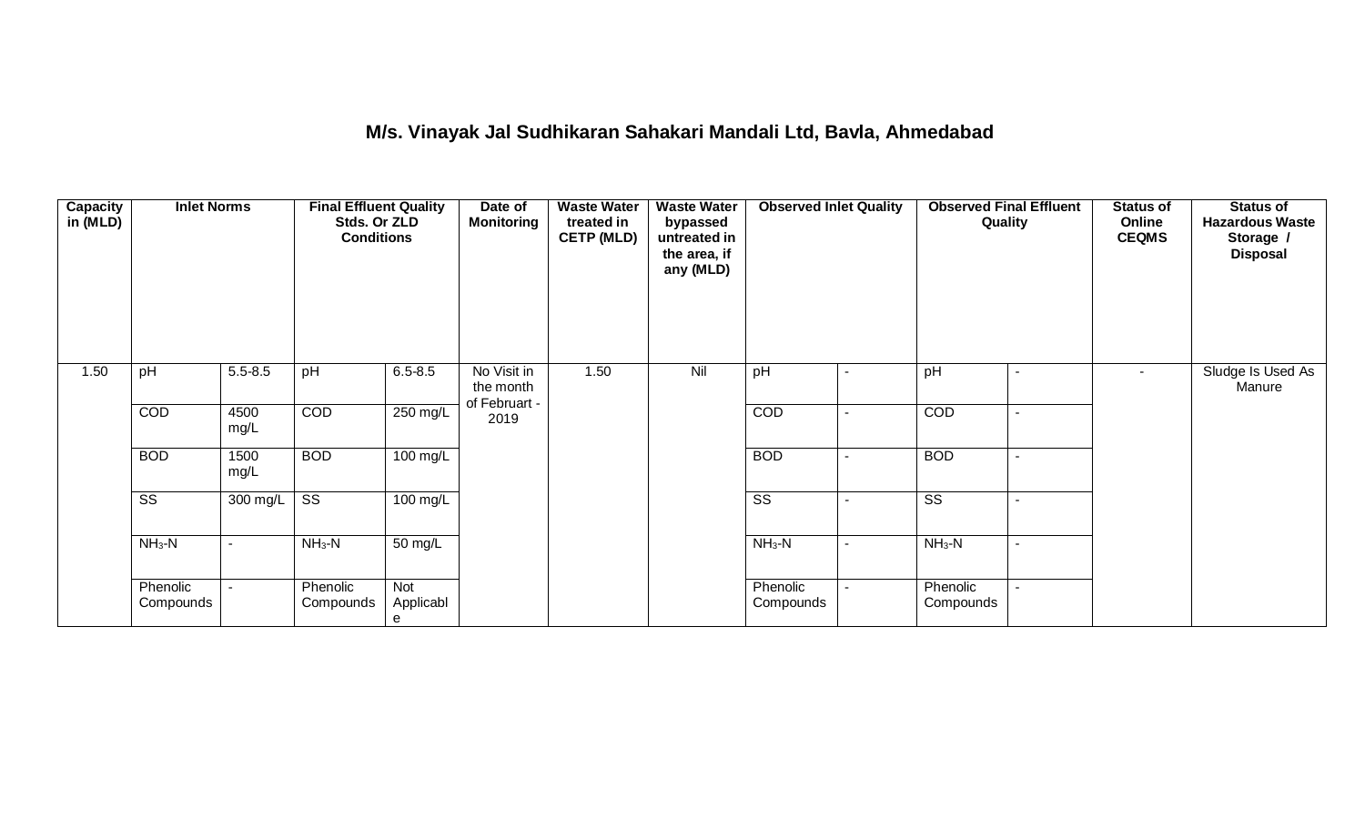# M/s. Vinayak Jal Sudhikaran Sahakari Mandali Ltd, Bavla, Ahmedabad

| Capacity in (MLD) | Inlet Norms | | Final Effluent Quality Stds. Or ZLD Conditions | | Date of Monitoring | Waste Water treated in CETP (MLD) | Waste Water bypassed untreated in the area, if any (MLD) | Observed Inlet Quality | | Observed Final Effluent Quality | | Status of Online CEQMS | Status of Hazardous Waste Storage / Disposal |
|---|---|---|---|---|---|---|---|---|---|---|---|---|---|
| 1.50 | pH | 5.5-8.5 | pH | 6.5-8.5 | No Visit in the month of Februart - 2019 | 1.50 | Nil | pH | - | pH | - | - | Sludge Is Used As Manure |
| | COD | 4500 mg/L | COD | 250 mg/L | | | | COD | - | COD | - | | |
| | BOD | 1500 mg/L | BOD | 100 mg/L | | | | BOD | - | BOD | - | | |
| | SS | 300 mg/L | SS | 100 mg/L | | | | SS | - | SS | - | | |
| | $NH_3$-N | - | $NH_3$-N | 50 mg/L | | | | $NH_3$-N | - | $NH_3$-N | - | | |
| | Phenolic Compounds | - | Phenolic Compounds | Not Applicable | | | | Phenolic Compounds | - | Phenolic Compounds | - | | |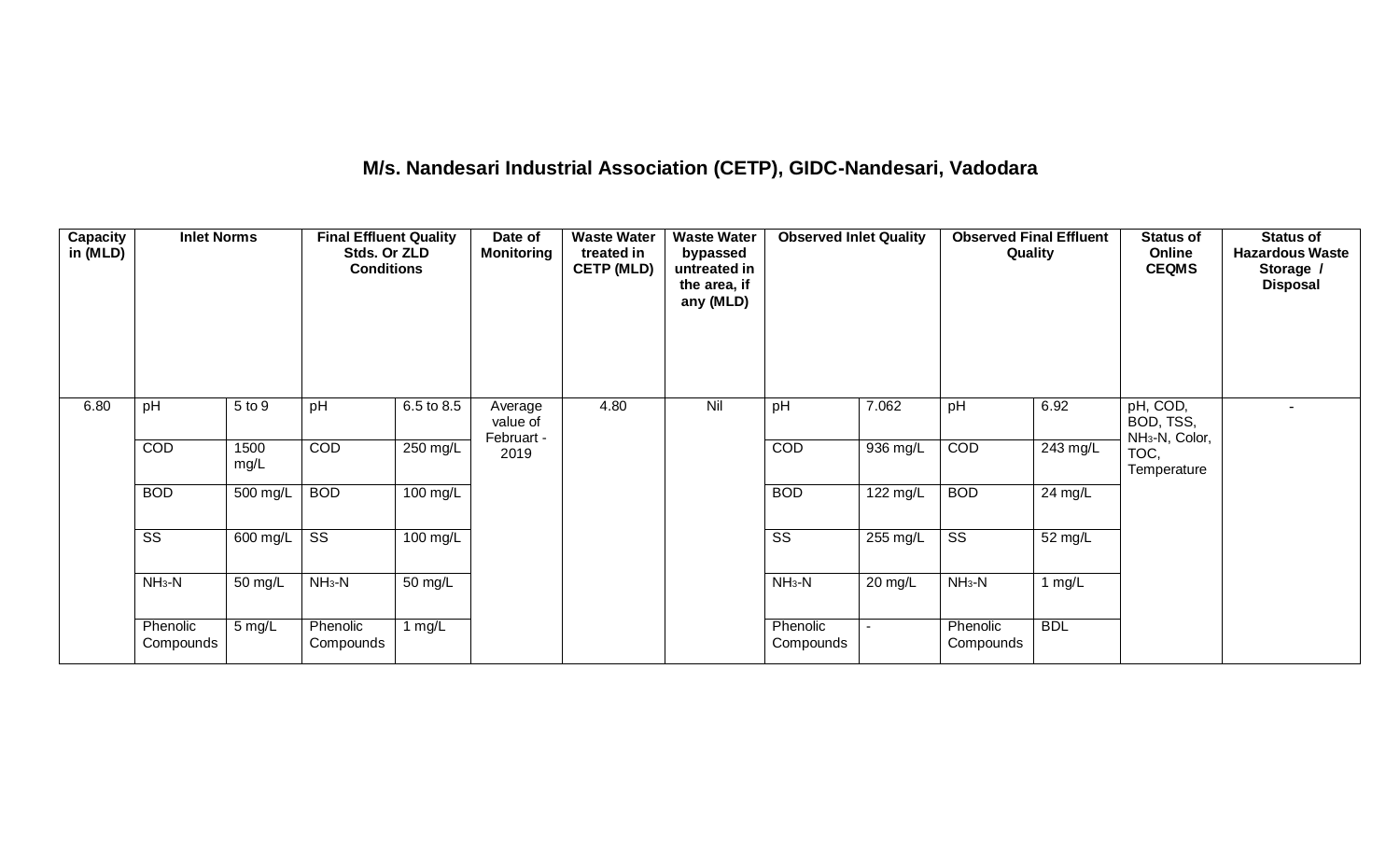# M/s. Nandesari Industrial Association (CETP), GIDC-Nandesari, Vadodara

| Capacity in (MLD) | Inlet Norms | | Final Effluent Quality Stds. Or ZLD Conditions | | Date of Monitoring | Waste Water treated in CETP (MLD) | Waste Water bypassed untreated in the area, if any (MLD) | Observed Inlet Quality | | Observed Final Effluent Quality | | Status of Online CEQMS | Status of Hazardous Waste Storage / Disposal |
|---|---|---|---|---|---|---|---|---|---|---|---|---|---|
| 6.80 | pH | 5 to 9 | pH | 6.5 to 8.5 | Average value of Februart - 2019 | 4.80 | Nil | pH | 7.062 | pH | 6.92 | pH, COD, BOD, TSS, $NH_3$-N, Color, TOC, Temperature | - |
| | COD | 1500 mg/L | COD | 250 mg/L | | | | COD | 936 mg/L | COD | 243 mg/L | | |
| | BOD | 500 mg/L | BOD | 100 mg/L | | | | BOD | 122 mg/L | BOD | 24 mg/L | | |
| | SS | 600 mg/L | SS | 100 mg/L | | | | SS | 255 mg/L | SS | 52 mg/L | | |
| | $NH_3$-N | 50 mg/L | $NH_3$-N | 50 mg/L | | | | $NH_3$-N | 20 mg/L | $NH_3$-N | 1 mg/L | | |
| | Phenolic Compounds | 5 mg/L | Phenolic Compounds | 1 mg/L | | | | Phenolic Compounds | - | Phenolic Compounds | BDL | | |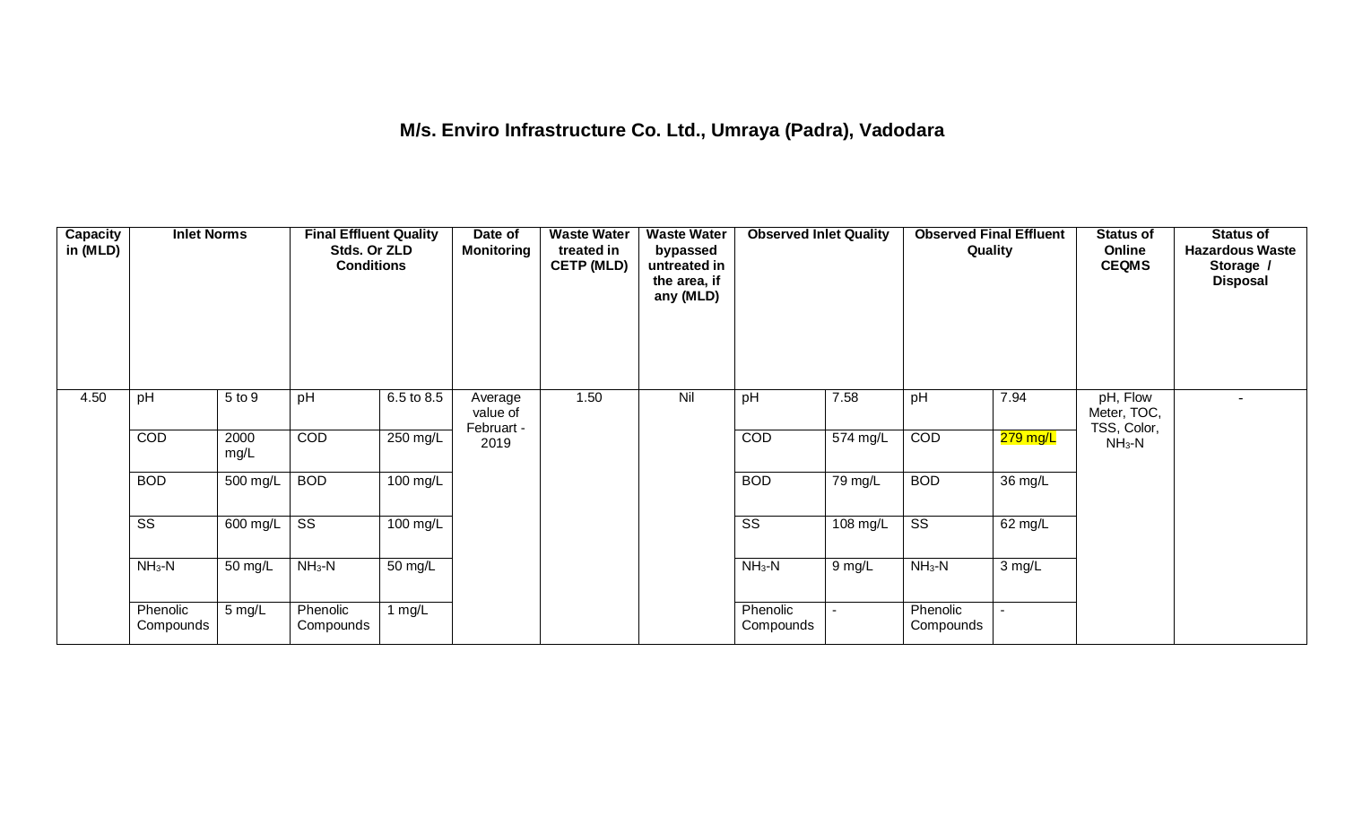# M/s. Enviro Infrastructure Co. Ltd., Umraya (Padra), Vadodara

| Capacity in (MLD) | Inlet Norms | | Final Effluent Quality Stds. Or ZLD Conditions | | Date of Monitoring | Waste Water treated in CETP (MLD) | Waste Water bypassed untreated in the area, if any (MLD) | Observed Inlet Quality | | Observed Final Effluent Quality | | Status of Online CEQMS | Status of Hazardous Waste Storage / Disposal |
|---|---|---|---|---|---|---|---|---|---|---|---|---|---|
| 4.50 | pH | 5 to 9 | pH | 6.5 to 8.5 | Average value of Februart - 2019 | 1.50 | Nil | pH | 7.58 | pH | 7.94 | pH, Flow Meter, TOC, TSS, Color, $NH_3$-N | - |
| | COD | 2000 mg/L | COD | 250 mg/L | | | | COD | 574 mg/L | COD | 279 mg/L | | |
| | BOD | 500 mg/L | BOD | 100 mg/L | | | | BOD | 79 mg/L | BOD | 36 mg/L | | |
| | SS | 600 mg/L | SS | 100 mg/L | | | | SS | 108 mg/L | SS | 62 mg/L | | |
| | $NH_3$-N | 50 mg/L | $NH_3$-N | 50 mg/L | | | | $NH_3$-N | 9 mg/L | $NH_3$-N | 3 mg/L | | |
| | Phenolic Compounds | 5 mg/L | Phenolic Compounds | 1 mg/L | | | | Phenolic Compounds | - | Phenolic Compounds | - | | |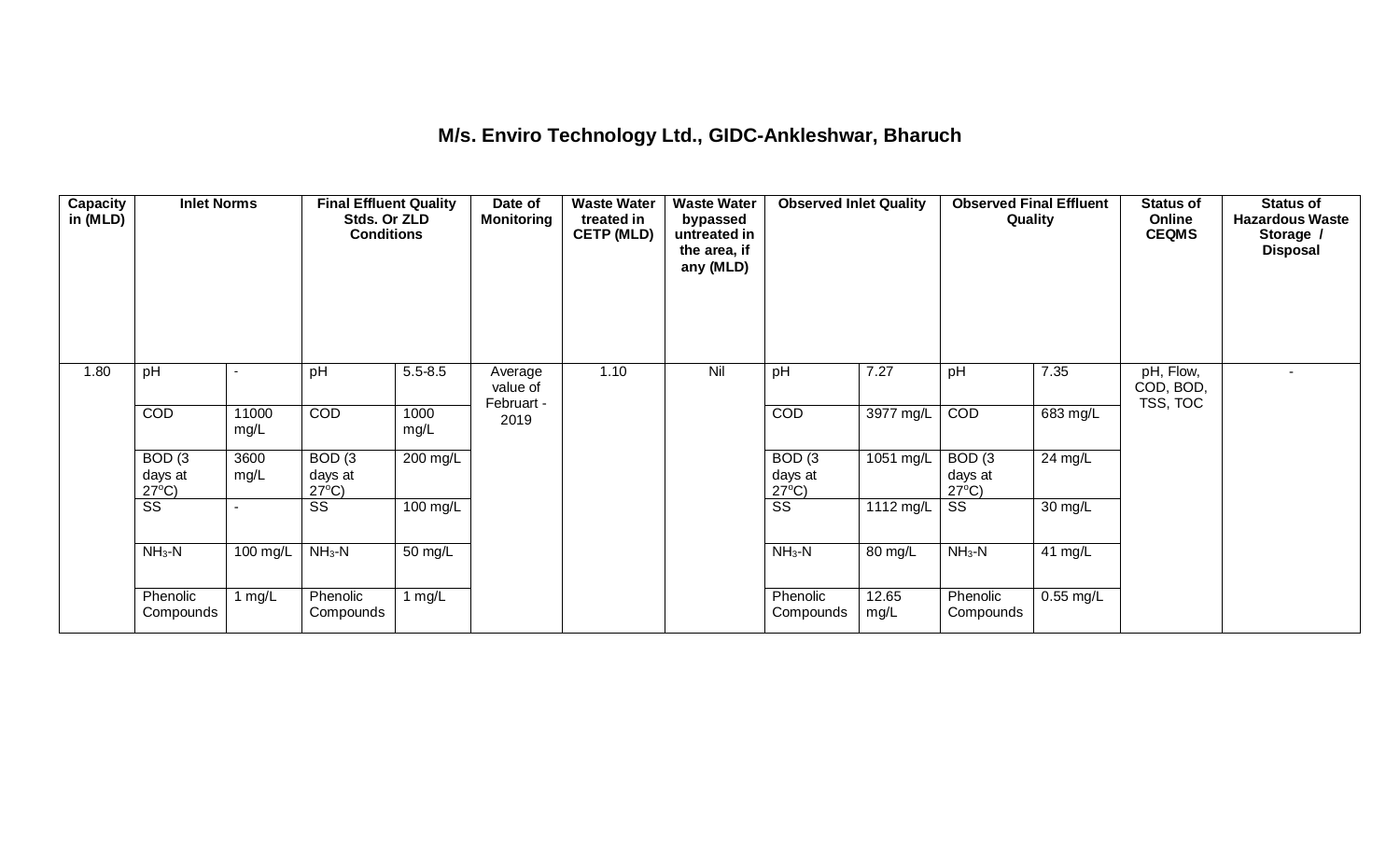# M/s. Enviro Technology Ltd., GIDC-Ankleshwar, Bharuch

| Capacity in (MLD) | Inlet Norms | | Final Effluent Quality Stds. Or ZLD Conditions | | Date of Monitoring | Waste Water treated in CETP (MLD) | Waste Water bypassed untreated in the area, if any (MLD) | Observed Inlet Quality | | Observed Final Effluent Quality | | Status of Online CEQMS | Status of Hazardous Waste Storage / Disposal |
|---|---|---|---|---|---|---|---|---|---|---|---|---|---|
| 1.80 | pH | - | pH | 5.5-8.5 | Average value of Februart - 2019 | 1.10 | Nil | pH | 7.27 | pH | 7.35 | pH, Flow, COD, BOD, TSS, TOC | - |
| | COD | 11000 mg/L | COD | 1000 mg/L | | | | COD | 3977 mg/L | COD | 683 mg/L | | |
| | BOD (3 days at 27°C) | 3600 mg/L | BOD (3 days at 27°C) | 200 mg/L | | | | BOD (3 days at 27°C) | 1051 mg/L | BOD (3 days at 27°C) | 24 mg/L | | |
| | SS | - | SS | 100 mg/L | | | | SS | 1112 mg/L | SS | 30 mg/L | | |
| | $NH_3$-N | 100 mg/L | $NH_3$-N | 50 mg/L | | | | $NH_3$-N | 80 mg/L | $NH_3$-N | 41 mg/L | | |
| | Phenolic Compounds | 1 mg/L | Phenolic Compounds | 1 mg/L | | | | Phenolic Compounds | 12.65 mg/L | Phenolic Compounds | 0.55 mg/L | | |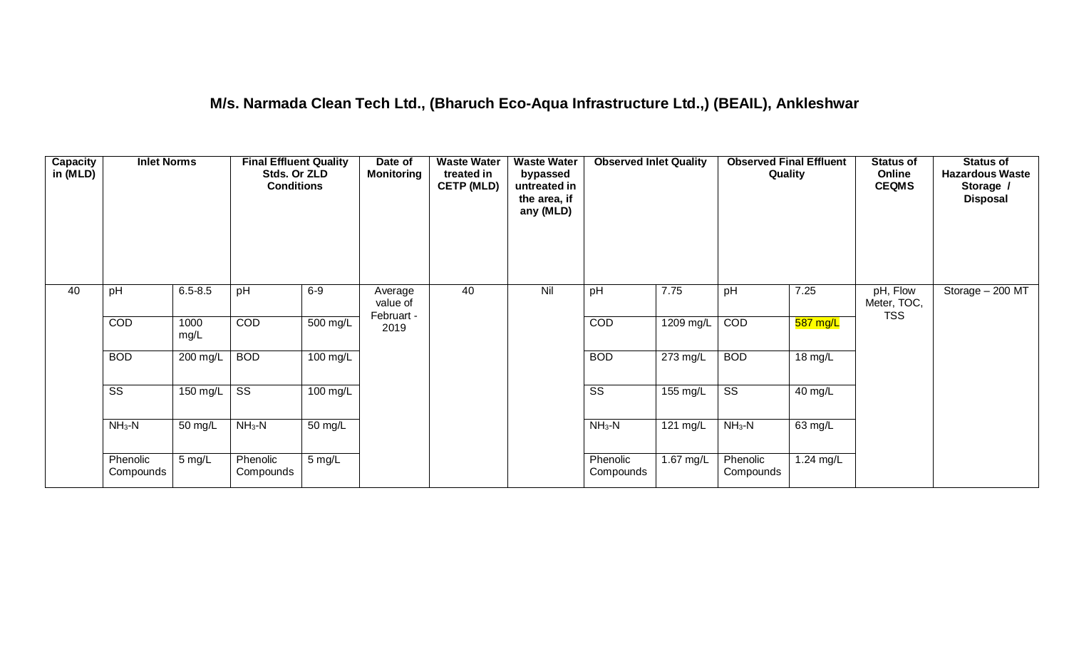## M/s. Narmada Clean Tech Ltd., (Bharuch Eco-Aqua Infrastructure Ltd.,) (BEAIL), Ankleshwar

| Capacity in (MLD) | Inlet Norms | | Final Effluent Quality Stds. Or ZLD Conditions | | Date of Monitoring | Waste Water treated in CETP (MLD) | Waste Water bypassed untreated in the area, if any (MLD) | Observed Inlet Quality | | Observed Final Effluent Quality | | Status of Online CEQMS | Status of Hazardous Waste Storage / Disposal |
|---|---|---|---|---|---|---|---|---|---|---|---|---|---|
| 40 | pH | 6.5-8.5 | pH | 6-9 | Average value of Februart - 2019 | 40 | Nil | pH | 7.75 | pH | 7.25 | pH, Flow Meter, TOC, TSS | Storage – 200 MT |
| | COD | 1000 mg/L | COD | 500 mg/L | | | | COD | 1209 mg/L | COD | 587 mg/L | | |
| | BOD | 200 mg/L | BOD | 100 mg/L | | | | BOD | 273 mg/L | BOD | 18 mg/L | | |
| | SS | 150 mg/L | SS | 100 mg/L | | | | SS | 155 mg/L | SS | 40 mg/L | | |
| | $NH_3$-N | 50 mg/L | $NH_3$-N | 50 mg/L | | | | $NH_3$-N | 121 mg/L | $NH_3$-N | 63 mg/L | | |
| | Phenolic Compounds | 5 mg/L | Phenolic Compounds | 5 mg/L | | | | Phenolic Compounds | 1.67 mg/L | Phenolic Compounds | 1.24 mg/L | | |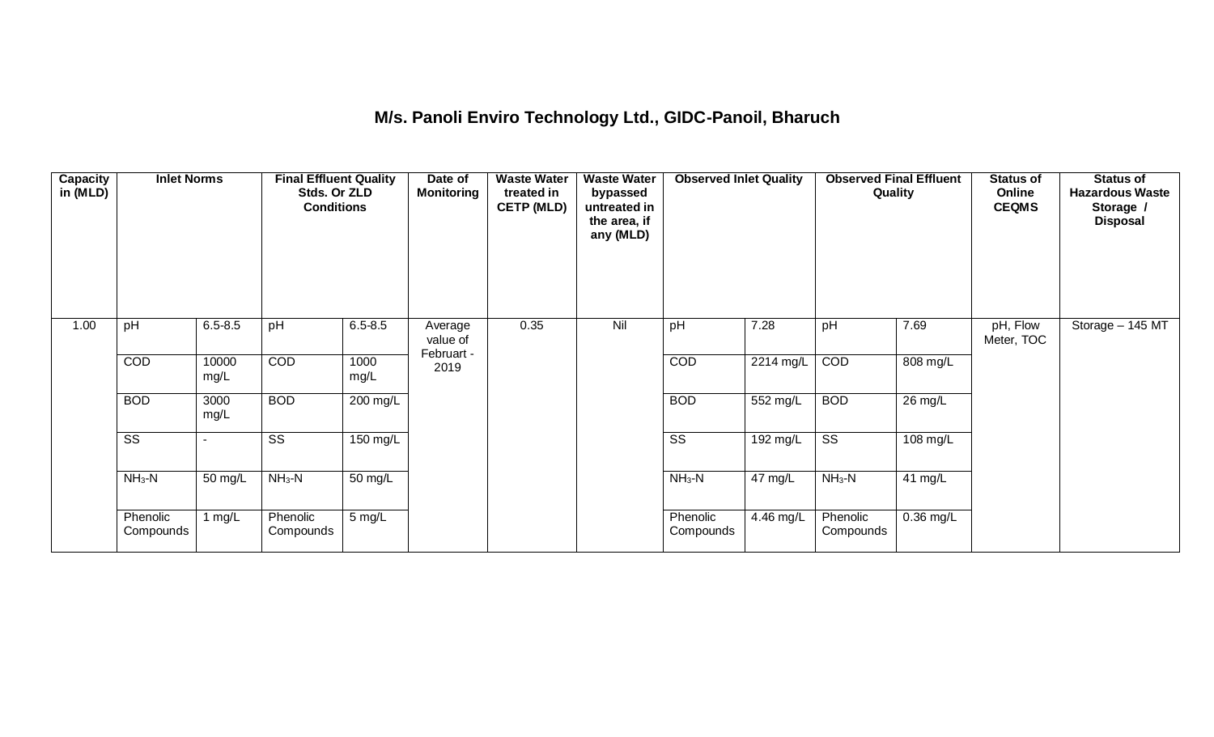## M/s. Panoli Enviro Technology Ltd., GIDC-Panoil, Bharuch

| Capacity in (MLD) | Inlet Norms | | Final Effluent Quality Stds. Or ZLD Conditions | | Date of Monitoring | Waste Water treated in CETP (MLD) | Waste Water bypassed untreated in the area, if any (MLD) | Observed Inlet Quality | | Observed Final Effluent Quality | | Status of Online CEQMS | Status of Hazardous Waste Storage / Disposal |
|---|---|---|---|---|---|---|---|---|---|---|---|---|---|
| 1.00 | pH | 6.5-8.5 | pH | 6.5-8.5 | Average value of Februart - 2019 | 0.35 | Nil | pH | 7.28 | pH | 7.69 | pH, Flow Meter, TOC | Storage – 145 MT |
| | COD | 10000 mg/L | COD | 1000 mg/L | | | | COD | 2214 mg/L | COD | 808 mg/L | | |
| | BOD | 3000 mg/L | BOD | 200 mg/L | | | | BOD | 552 mg/L | BOD | 26 mg/L | | |
| | SS | - | SS | 150 mg/L | | | | SS | 192 mg/L | SS | 108 mg/L | | |
| | $NH_3$-N | 50 mg/L | $NH_3$-N | 50 mg/L | | | | $NH_3$-N | 47 mg/L | $NH_3$-N | 41 mg/L | | |
| | Phenolic Compounds | 1 mg/L | Phenolic Compounds | 5 mg/L | | | | Phenolic Compounds | 4.46 mg/L | Phenolic Compounds | 0.36 mg/L | | |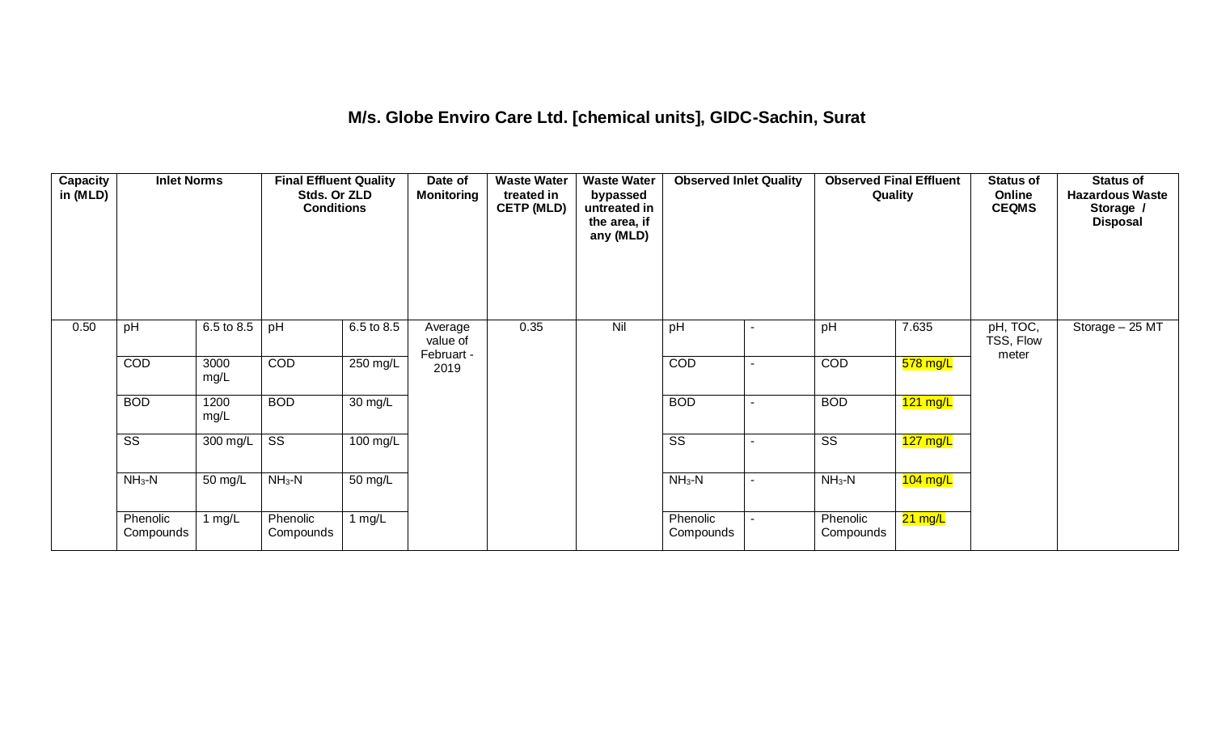# M/s. Globe Enviro Care Ltd. [chemical units], GIDC-Sachin, Surat

| Capacity in (MLD) | Inlet Norms | | Final Effluent Quality Stds. Or ZLD Conditions | | Date of Monitoring | Waste Water treated in CETP (MLD) | Waste Water bypassed untreated in the area, if any (MLD) | Observed Inlet Quality | | Observed Final Effluent Quality | | Status of Online CEQMS | Status of Hazardous Waste Storage / Disposal |
|---|---|---|---|---|---|---|---|---|---|---|---|---|---|
| 0.50 | pH | 6.5 to 8.5 | pH | 6.5 to 8.5 | Average value of Februart - 2019 | 0.35 | Nil | pH | - | pH | 7.635 | pH, TOC, TSS, Flow meter | Storage – 25 MT |
| | COD | 3000 mg/L | COD | 250 mg/L | | | | COD | - | COD | 578 mg/L | | |
| | BOD | 1200 mg/L | BOD | 30 mg/L | | | | BOD | - | BOD | 121 mg/L | | |
| | SS | 300 mg/L | SS | 100 mg/L | | | | SS | - | SS | 127 mg/L | | |
| | $NH_3$-N | 50 mg/L | $NH_3$-N | 50 mg/L | | | | $NH_3$-N | - | $NH_3$-N | 104 mg/L | | |
| | Phenolic Compounds | 1 mg/L | Phenolic Compounds | 1 mg/L | | | | Phenolic Compounds | - | Phenolic Compounds | 21 mg/L | | |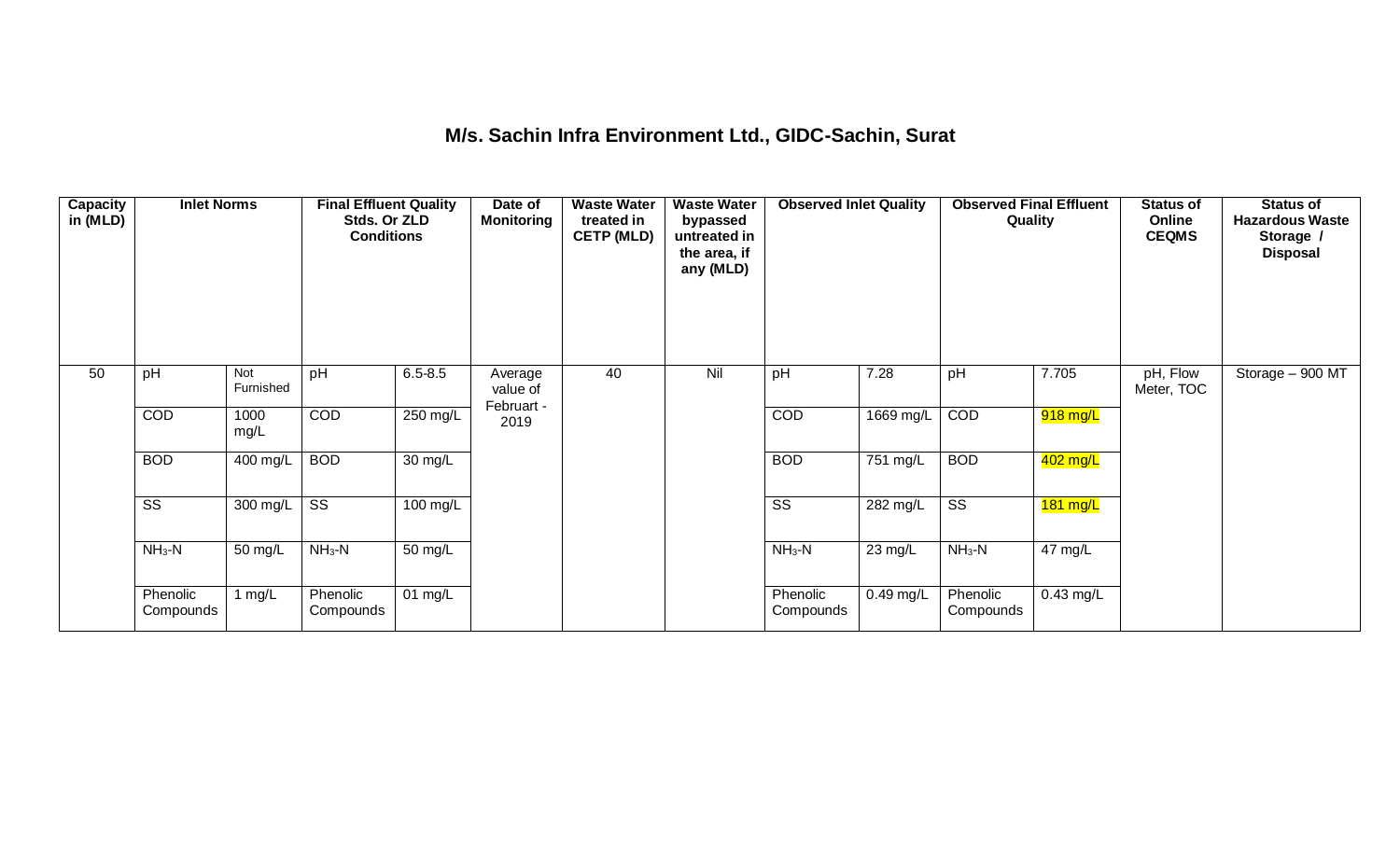## M/s. Sachin Infra Environment Ltd., GIDC-Sachin, Surat

| Capacity in (MLD) | Inlet Norms | | Final Effluent Quality Stds. Or ZLD Conditions | | Date of Monitoring | Waste Water treated in CETP (MLD) | Waste Water bypassed untreated in the area, if any (MLD) | Observed Inlet Quality | | Observed Final Effluent Quality | | Status of Online CEQMS | Status of Hazardous Waste Storage / Disposal |
|---|---|---|---|---|---|---|---|---|---|---|---|---|---|
| 50 | pH | Not Furnished | pH | 6.5-8.5 | Average value of Februart - 2019 | 40 | Nil | pH | 7.28 | pH | 7.705 | pH, Flow Meter, TOC | Storage – 900 MT |
| | COD | 1000 mg/L | COD | 250 mg/L | | | | COD | 1669 mg/L | COD | 918 mg/L | | |
| | BOD | 400 mg/L | BOD | 30 mg/L | | | | BOD | 751 mg/L | BOD | 402 mg/L | | |
| | SS | 300 mg/L | SS | 100 mg/L | | | | SS | 282 mg/L | SS | 181 mg/L | | |
| | $NH_3$-N | 50 mg/L | $NH_3$-N | 50 mg/L | | | | $NH_3$-N | 23 mg/L | $NH_3$-N | 47 mg/L | | |
| | Phenolic Compounds | 1 mg/L | Phenolic Compounds | 01 mg/L | | | | Phenolic Compounds | 0.49 mg/L | Phenolic Compounds | 0.43 mg/L | | |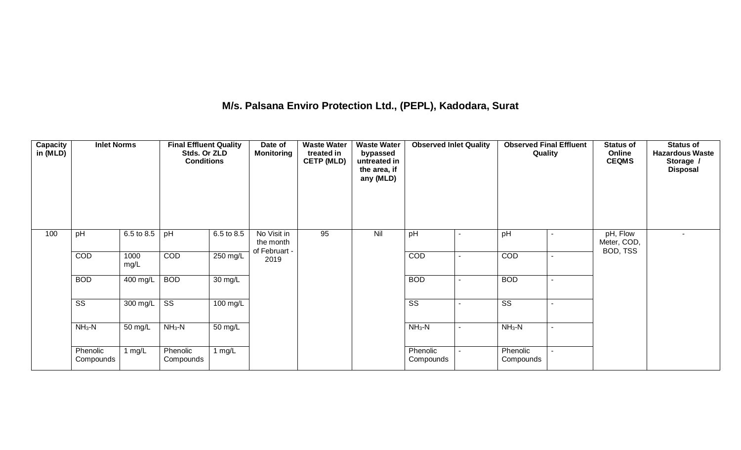## M/s. Palsana Enviro Protection Ltd., (PEPL), Kadodara, Surat

| Capacity in (MLD) | Inlet Norms | | Final Effluent Quality Stds. Or ZLD Conditions | | Date of Monitoring | Waste Water treated in CETP (MLD) | Waste Water bypassed untreated in the area, if any (MLD) | Observed Inlet Quality | | Observed Final Effluent Quality | | Status of Online CEQMS | Status of Hazardous Waste Storage / Disposal |
|---|---|---|---|---|---|---|---|---|---|---|---|---|---|
| 100 | pH | 6.5 to 8.5 | pH | 6.5 to 8.5 | No Visit in the month of Februart - 2019 | 95 | Nil | pH | - | pH | - | pH, Flow Meter, COD, BOD, TSS | - |
| | COD | 1000 mg/L | COD | 250 mg/L | | | | COD | - | COD | - | | |
| | BOD | 400 mg/L | BOD | 30 mg/L | | | | BOD | - | BOD | - | | |
| | SS | 300 mg/L | SS | 100 mg/L | | | | SS | - | SS | - | | |
| | $NH_3$-N | 50 mg/L | $NH_3$-N | 50 mg/L | | | | $NH_3$-N | - | $NH_3$-N | - | | |
| | Phenolic Compounds | 1 mg/L | Phenolic Compounds | 1 mg/L | | | | Phenolic Compounds | - | Phenolic Compounds | - | | |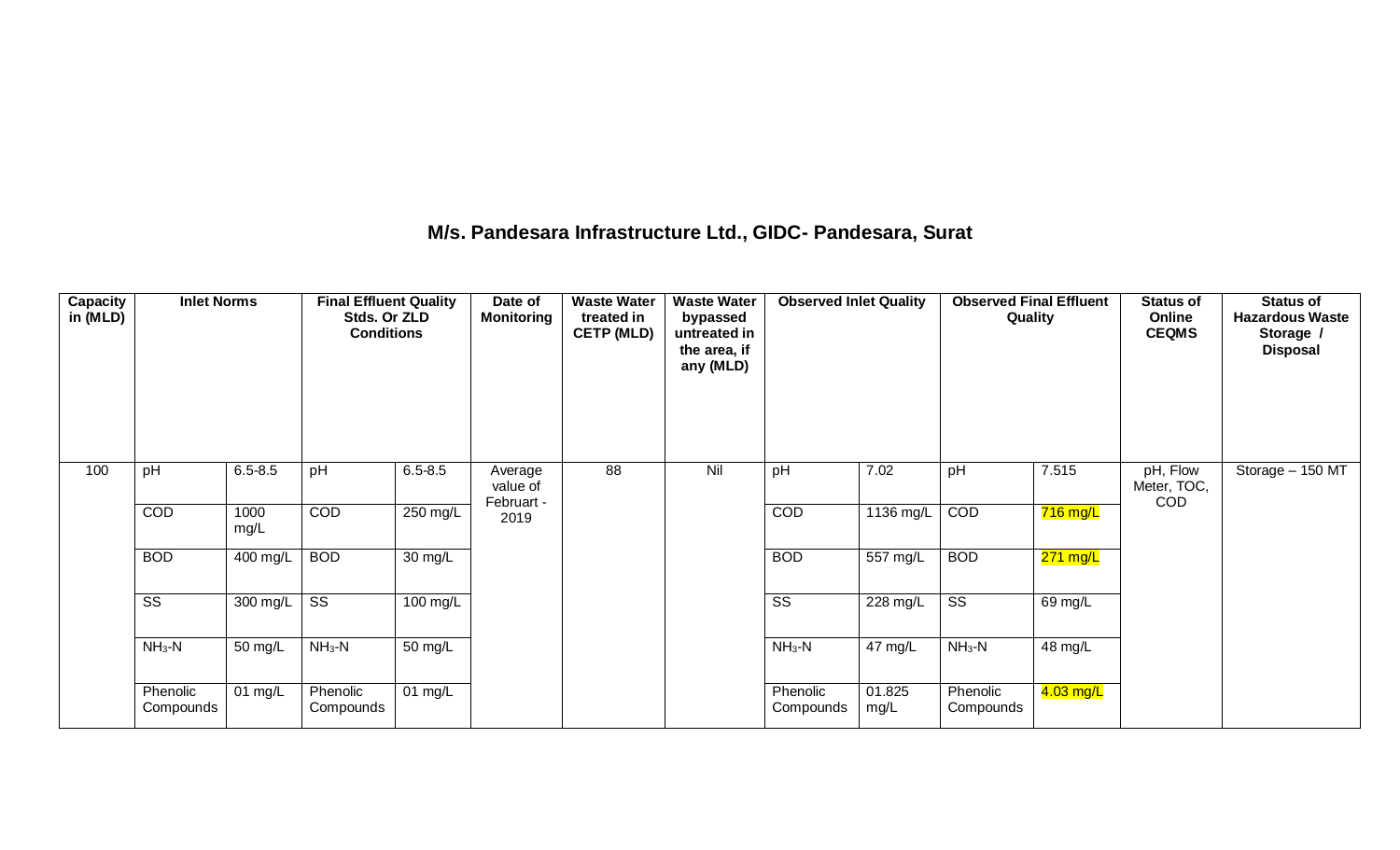## M/s. Pandesara Infrastructure Ltd., GIDC- Pandesara, Surat

| Capacity in (MLD) | Inlet Norms | | Final Effluent Quality Stds. Or ZLD Conditions | | Date of Monitoring | Waste Water treated in CETP (MLD) | Waste Water bypassed untreated in the area, if any (MLD) | Observed Inlet Quality | | Observed Final Effluent Quality | | Status of Online CEQMS | Status of Hazardous Waste Storage / Disposal |
|---|---|---|---|---|---|---|---|---|---|---|---|---|---|
| 100 | pH | 6.5-8.5 | pH | 6.5-8.5 | Average value of Februart - 2019 | 88 | Nil | pH | 7.02 | pH | 7.515 | pH, Flow Meter, TOC, COD | Storage – 150 MT |
| | COD | 1000 mg/L | COD | 250 mg/L | | | | COD | 1136 mg/L | COD | 716 mg/L | | |
| | BOD | 400 mg/L | BOD | 30 mg/L | | | | BOD | 557 mg/L | BOD | 271 mg/L | | |
| | SS | 300 mg/L | SS | 100 mg/L | | | | SS | 228 mg/L | SS | 69 mg/L | | |
| | $NH_3$-N | 50 mg/L | $NH_3$-N | 50 mg/L | | | | $NH_3$-N | 47 mg/L | $NH_3$-N | 48 mg/L | | |
| | Phenolic Compounds | 01 mg/L | Phenolic Compounds | 01 mg/L | | | | Phenolic Compounds | 01.825 mg/L | Phenolic Compounds | 4.03 mg/L | | |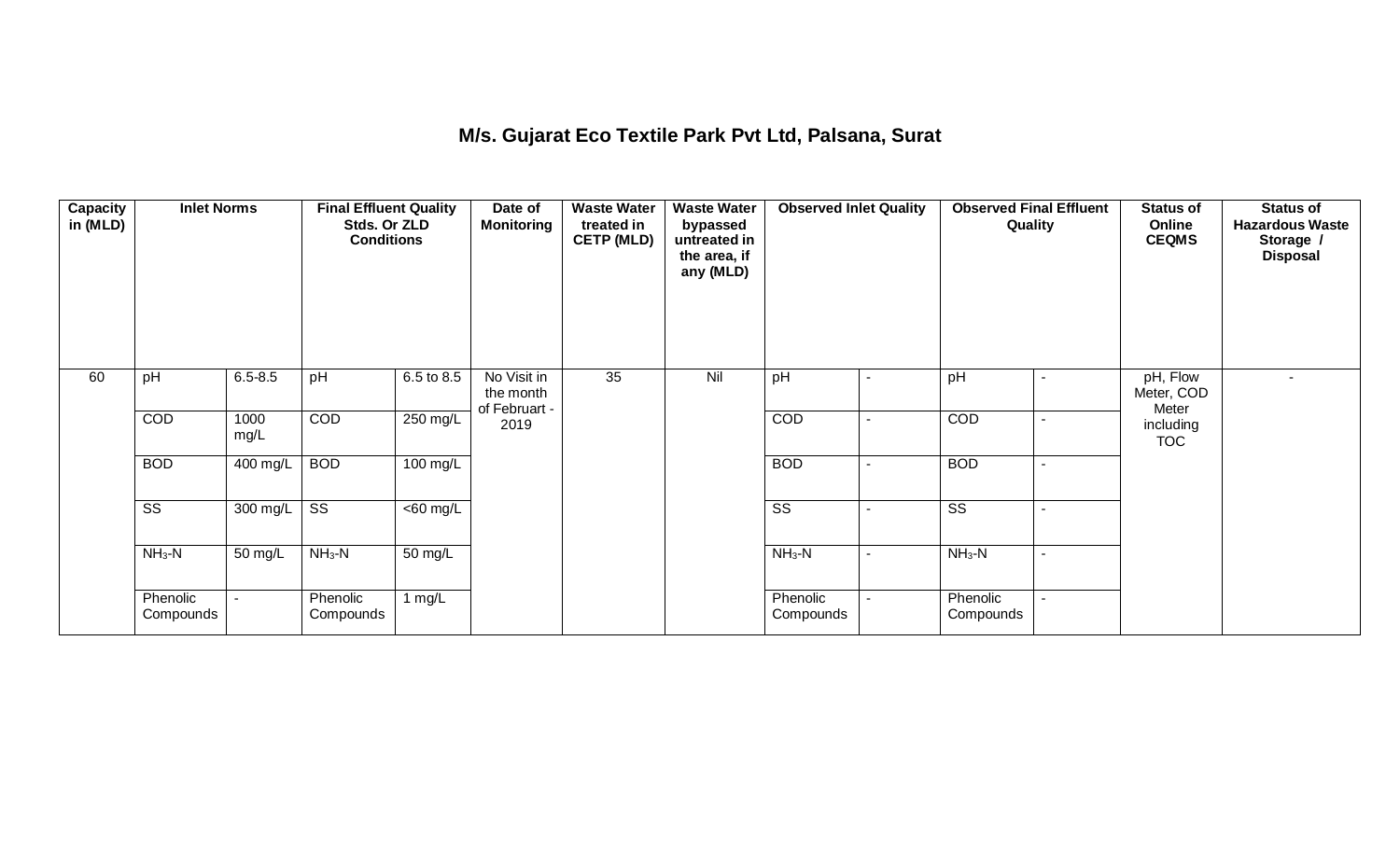### M/s. Gujarat Eco Textile Park Pvt Ltd, Palsana, Surat

| Capacity in (MLD) | Inlet Norms | | Final Effluent Quality Stds. Or ZLD Conditions | | Date of Monitoring | Waste Water treated in CETP (MLD) | Waste Water bypassed untreated in the area, if any (MLD) | Observed Inlet Quality | | Observed Final Effluent Quality | | Status of Online CEQMS | Status of Hazardous Waste Storage / Disposal |
|---|---|---|---|---|---|---|---|---|---|---|---|---|---|
| 60 | pH | 6.5-8.5 | pH | 6.5 to 8.5 | No Visit in the month of February - 2019 | 35 | Nil | pH | - | pH | - | pH, Flow Meter, COD Meter including TOC | - |
| | COD | 1000 mg/L | COD | 250 mg/L | | | | COD | - | COD | - | | |
| | BOD | 400 mg/L | BOD | 100 mg/L | | | | BOD | - | BOD | - | | |
| | SS | 300 mg/L | SS | <60 mg/L | | | | SS | - | SS | - | | |
| | $NH_3$-N | 50 mg/L | $NH_3$-N | 50 mg/L | | | | $NH_3$-N | - | $NH_3$-N | - | | |
| | Phenolic Compounds | - | Phenolic Compounds | 1 mg/L | | | | Phenolic Compounds | - | Phenolic Compounds | - | | |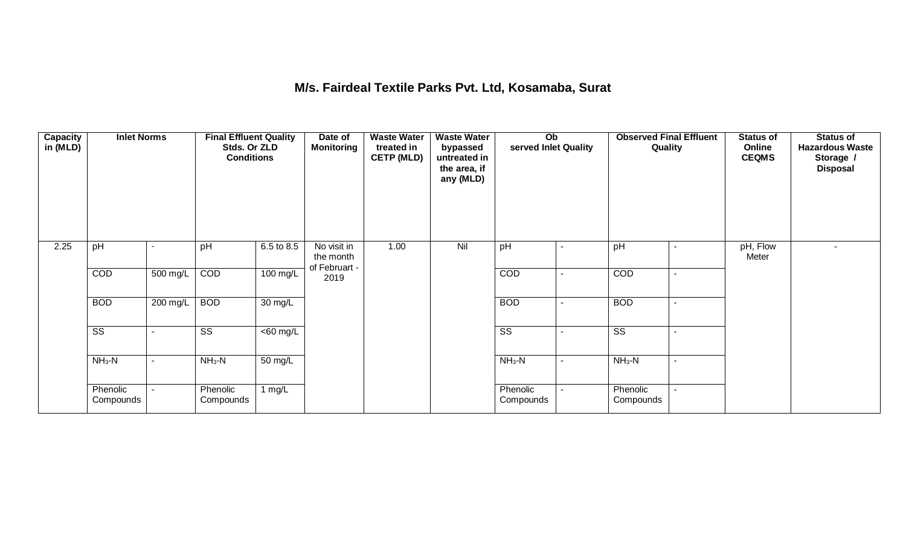## M/s. Fairdeal Textile Parks Pvt. Ltd, Kosamaba, Surat

| Capacity in (MLD) | Inlet Norms | | Final Effluent Quality Stds. Or ZLD Conditions | | Date of Monitoring | Waste Water treated in CETP (MLD) | Waste Water bypassed untreated in the area, if any (MLD) | Observed Inlet Quality | | Observed Final Effluent Quality | | Status of Online CEQMS | Status of Hazardous Waste Storage / Disposal |
|---|---|---|---|---|---|---|---|---|---|---|---|---|---|
| 2.25 | pH | - | pH | 6.5 to 8.5 | No visit in the month of February - 2019 | 1.00 | Nil | pH | - | pH | - | pH, Flow Meter | - |
| | COD | 500 mg/L | COD | 100 mg/L | | | | COD | - | COD | - | | |
| | BOD | 200 mg/L | BOD | 30 mg/L | | | | BOD | - | BOD | - | | |
| | SS | - | SS | <60 mg/L | | | | SS | - | SS | - | | |
| | $NH_3$-N | - | $NH_3$-N | 50 mg/L | | | | $NH_3$-N | - | $NH_3$-N | - | | |
| | Phenolic Compounds | - | Phenolic Compounds | 1 mg/L | | | | Phenolic Compounds | - | Phenolic Compounds | - | | |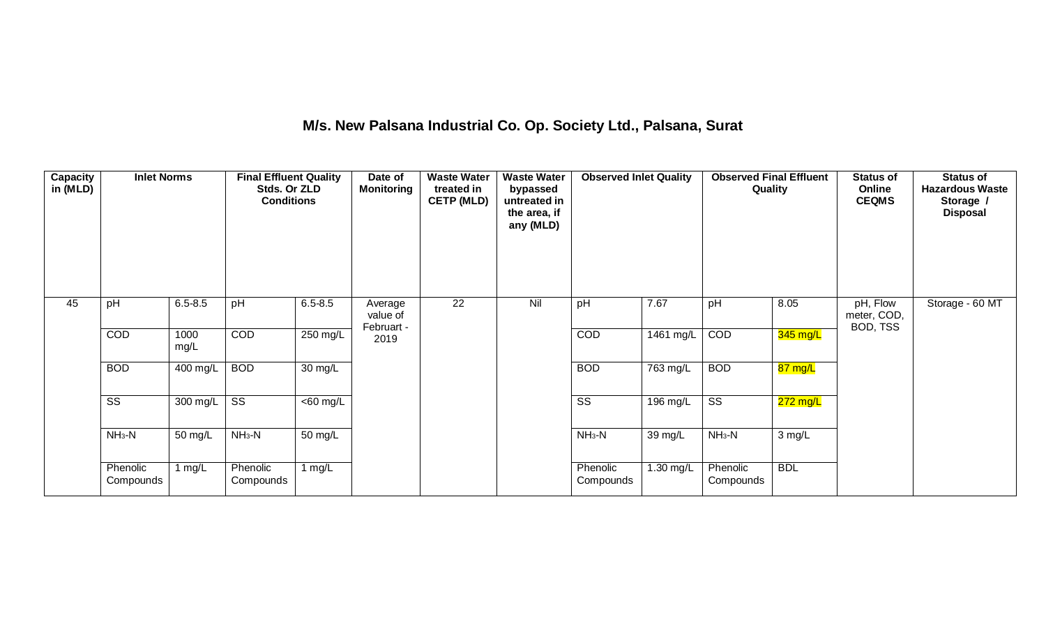## M/s. New Palsana Industrial Co. Op. Society Ltd., Palsana, Surat

| Capacity in (MLD) | Inlet Norms | | Final Effluent Quality Stds. Or ZLD Conditions | | Date of Monitoring | Waste Water treated in CETP (MLD) | Waste Water bypassed untreated in the area, if any (MLD) | Observed Inlet Quality | | Observed Final Effluent Quality | | Status of Online CEQMS | Status of Hazardous Waste Storage / Disposal |
|---|---|---|---|---|---|---|---|---|---|---|---|---|---|
| 45 | pH | 6.5-8.5 | pH | 6.5-8.5 | Average value of Februart - 2019 | 22 | Nil | pH | 7.67 | pH | 8.05 | pH, Flow meter, COD, BOD, TSS | Storage - 60 MT |
| | COD | 1000 mg/L | COD | 250 mg/L | | | | COD | 1461 mg/L | COD | 345 mg/L | | |
| | BOD | 400 mg/L | BOD | 30 mg/L | | | | BOD | 763 mg/L | BOD | 87 mg/L | | |
| | SS | 300 mg/L | SS | <60 mg/L | | | | SS | 196 mg/L | SS | 272 mg/L | | |
| | $NH_3$-N | 50 mg/L | $NH_3$-N | 50 mg/L | | | | $NH_3$-N | 39 mg/L | $NH_3$-N | 3 mg/L | | |
| | Phenolic Compounds | 1 mg/L | Phenolic Compounds | 1 mg/L | | | | Phenolic Compounds | 1.30 mg/L | Phenolic Compounds | BDL | | |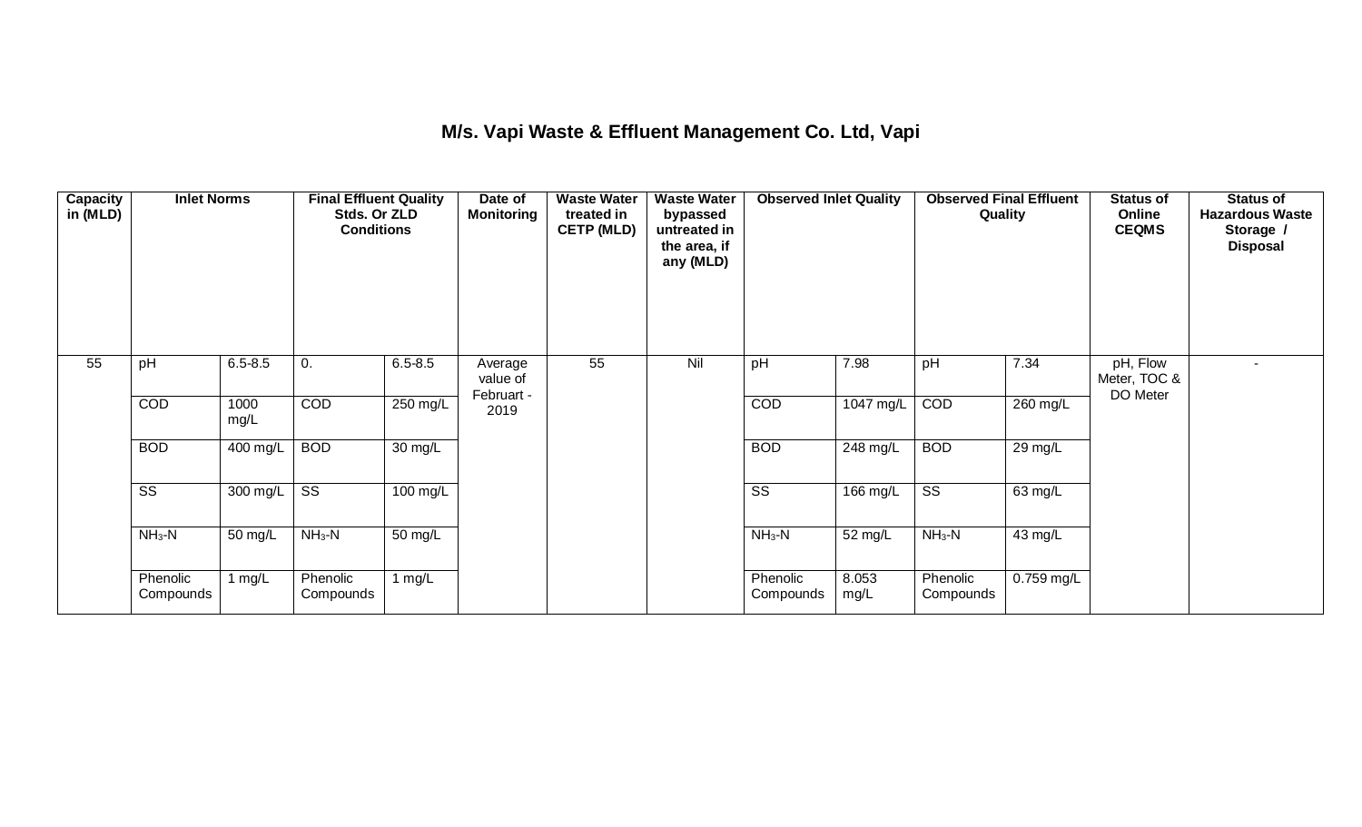## M/s. Vapi Waste & Effluent Management Co. Ltd, Vapi

| Capacity in (MLD) | Inlet Norms | | Final Effluent Quality Stds. Or ZLD Conditions | | Date of Monitoring | Waste Water treated in CETP (MLD) | Waste Water bypassed untreated in the area, if any (MLD) | Observed Inlet Quality | | Observed Final Effluent Quality | | Status of Online CEQMS | Status of Hazardous Waste Storage / Disposal |
|---|---|---|---|---|---|---|---|---|---|---|---|---|---|
| 55 | pH | 6.5-8.5 | 0. | 6.5-8.5 | Average value of Februart - 2019 | 55 | Nil | pH | 7.98 | pH | 7.34 | pH, Flow Meter, TOC & DO Meter | - |
| | COD | 1000 mg/L | COD | 250 mg/L | | | | COD | 1047 mg/L | COD | 260 mg/L | | |
| | BOD | 400 mg/L | BOD | 30 mg/L | | | | BOD | 248 mg/L | BOD | 29 mg/L | | |
| | SS | 300 mg/L | SS | 100 mg/L | | | | SS | 166 mg/L | SS | 63 mg/L | | |
| | $NH_3$-N | 50 mg/L | $NH_3$-N | 50 mg/L | | | | $NH_3$-N | 52 mg/L | $NH_3$-N | 43 mg/L | | |
| | Phenolic Compounds | 1 mg/L | Phenolic Compounds | 1 mg/L | | | | Phenolic Compounds | 8.053 mg/L | Phenolic Compounds | 0.759 mg/L | | |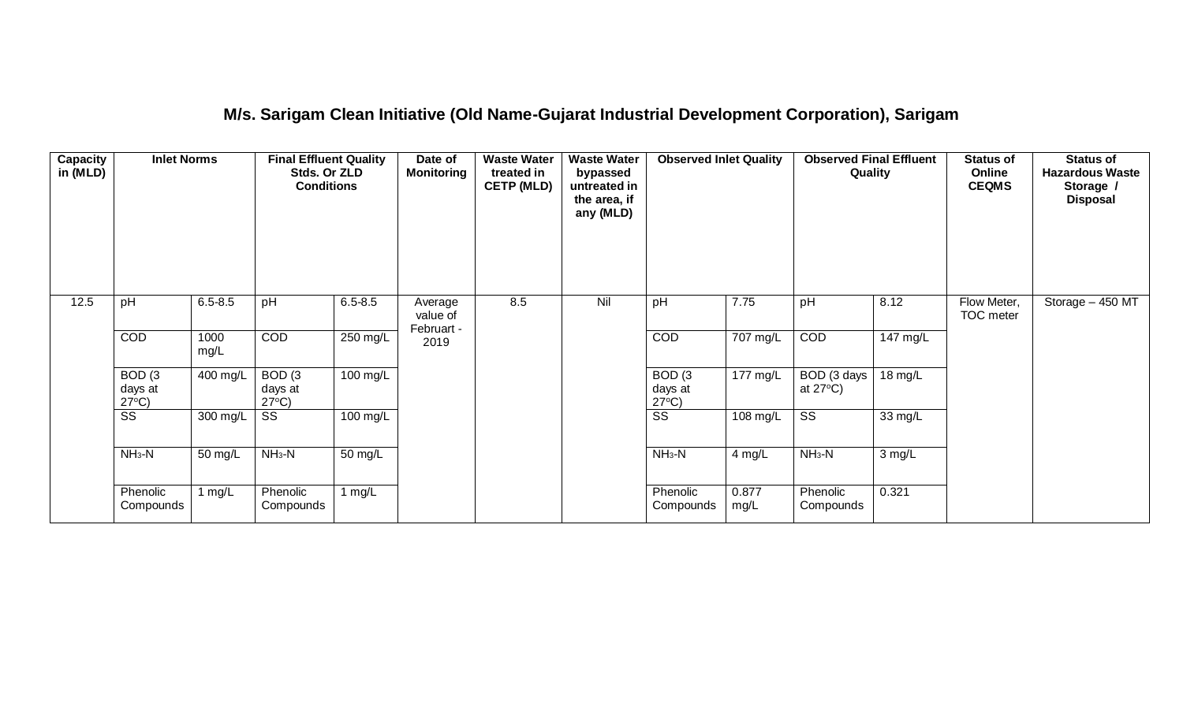## M/s. Sarigam Clean Initiative (Old Name-Gujarat Industrial Development Corporation), Sarigam

| Capacity in (MLD) | Inlet Norms | | Final Effluent Quality Stds. Or ZLD Conditions | | Date of Monitoring | Waste Water treated in CETP (MLD) | Waste Water bypassed untreated in the area, if any (MLD) | Observed Inlet Quality | | Observed Final Effluent Quality | | Status of Online CEQMS | Status of Hazardous Waste Storage / Disposal |
|---|---|---|---|---|---|---|---|---|---|---|---|---|---|
| 12.5 | pH | 6.5-8.5 | pH | 6.5-8.5 | Average value of Februart - 2019 | 8.5 | Nil | pH | 7.75 | pH | 8.12 | Flow Meter, TOC meter | Storage – 450 MT |
| | COD | 1000 mg/L | COD | 250 mg/L | | | | COD | 707 mg/L | COD | 147 mg/L | | |
| | BOD (3 days at 27°C) | 400 mg/L | BOD (3 days at 27°C) | 100 mg/L | | | | BOD (3 days at 27°C) | 177 mg/L | BOD (3 days at 27°C) | 18 mg/L | | |
| | SS | 300 mg/L | SS | 100 mg/L | | | | SS | 108 mg/L | SS | 33 mg/L | | |
| | $NH_3$-N | 50 mg/L | $NH_3$-N | 50 mg/L | | | | $NH_3$-N | 4 mg/L | $NH_3$-N | 3 mg/L | | |
| | Phenolic Compounds | 1 mg/L | Phenolic Compounds | 1 mg/L | | | | Phenolic Compounds | 0.877 mg/L | Phenolic Compounds | 0.321 | | |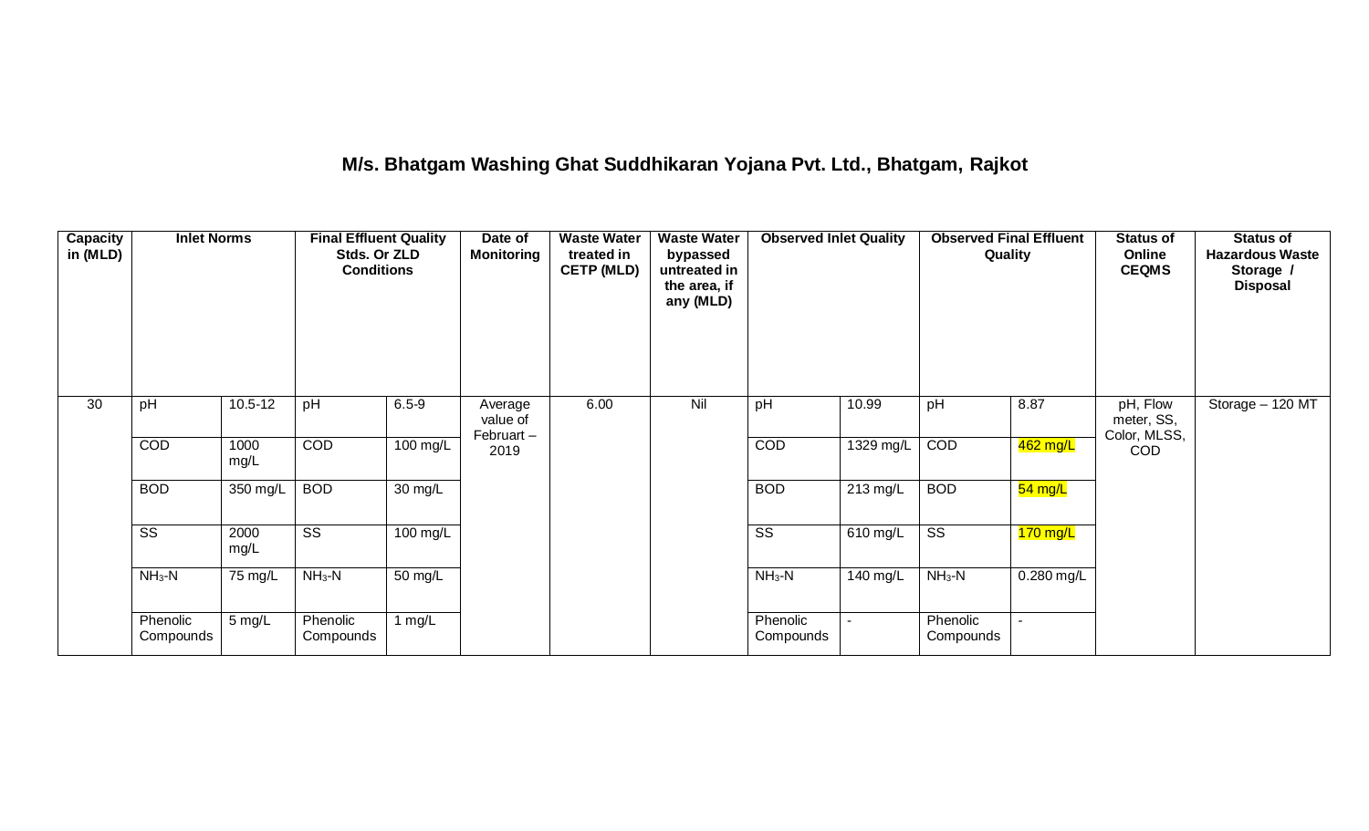## M/s. Bhatgam Washing Ghat Suddhikaran Yojana Pvt. Ltd., Bhatgam, Rajkot

| Capacity in (MLD) | Inlet Norms | | Final Effluent Quality Stds. Or ZLD Conditions | | Date of Monitoring | Waste Water treated in CETP (MLD) | Waste Water bypassed untreated in the area, if any (MLD) | Observed Inlet Quality | | Observed Final Effluent Quality | | Status of Online CEQMS | Status of Hazardous Waste Storage / Disposal |
|---|---|---|---|---|---|---|---|---|---|---|---|---|---|
| 30 | pH | 10.5-12 | pH | 6.5-9 | Average value of Februart – 2019 | 6.00 | Nil | pH | 10.99 | pH | 8.87 | pH, Flow meter, SS, Color, MLSS, COD | Storage – 120 MT |
| | COD | 1000 mg/L | COD | 100 mg/L | | | | COD | 1329 mg/L | COD | 462 mg/L | | |
| | BOD | 350 mg/L | BOD | 30 mg/L | | | | BOD | 213 mg/L | BOD | 54 mg/L | | |
| | SS | 2000 mg/L | SS | 100 mg/L | | | | SS | 610 mg/L | SS | 170 mg/L | | |
| | $NH_3$-N | 75 mg/L | $NH_3$-N | 50 mg/L | | | | $NH_3$-N | 140 mg/L | $NH_3$-N | 0.280 mg/L | | |
| | Phenolic Compounds | 5 mg/L | Phenolic Compounds | 1 mg/L | | | | Phenolic Compounds | - | Phenolic Compounds | - | | |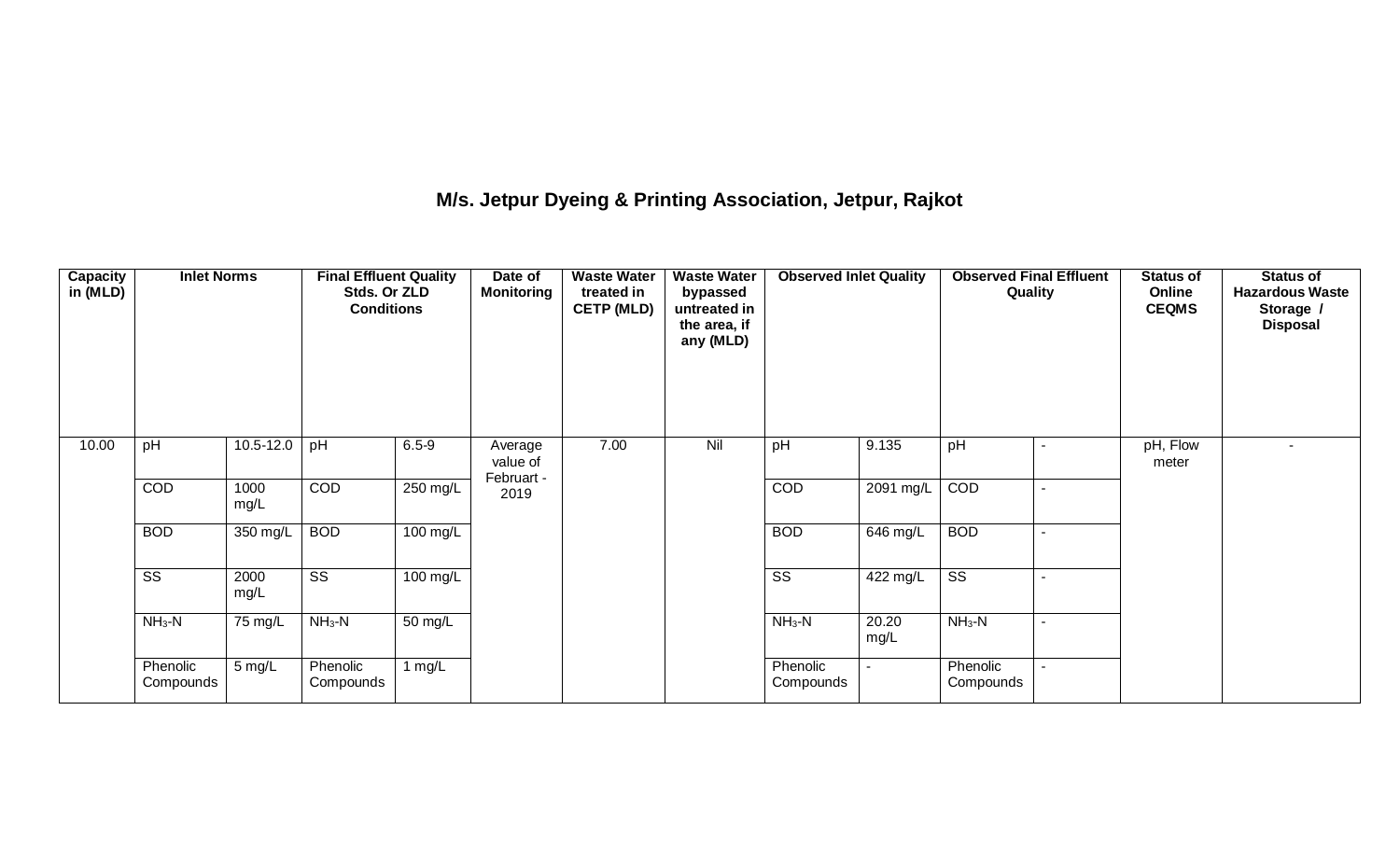# M/s. Jetpur Dyeing & Printing Association, Jetpur, Rajkot

| Capacity in (MLD) | Inlet Norms | | Final Effluent Quality Stds. Or ZLD Conditions | | Date of Monitoring | Waste Water treated in CETP (MLD) | Waste Water bypassed untreated in the area, if any (MLD) | Observed Inlet Quality | | Observed Final Effluent Quality | | Status of Online CEQMS | Status of Hazardous Waste Storage / Disposal |
|---|---|---|---|---|---|---|---|---|---|---|---|---|---|
| 10.00 | pH | 10.5-12.0 | pH | 6.5-9 | Average value of Februart - 2019 | 7.00 | Nil | pH | 9.135 | pH | - | pH, Flow meter | - |
| | COD | 1000 mg/L | COD | 250 mg/L | | | | COD | 2091 mg/L | COD | - | | |
| | BOD | 350 mg/L | BOD | 100 mg/L | | | | BOD | 646 mg/L | BOD | - | | |
| | SS | 2000 mg/L | SS | 100 mg/L | | | | SS | 422 mg/L | SS | - | | |
| | $NH_3$-N | 75 mg/L | $NH_3$-N | 50 mg/L | | | | $NH_3$-N | 20.20 mg/L | $NH_3$-N | - | | |
| | Phenolic Compounds | 5 mg/L | Phenolic Compounds | 1 mg/L | | | | Phenolic Compounds | - | Phenolic Compounds | - | | |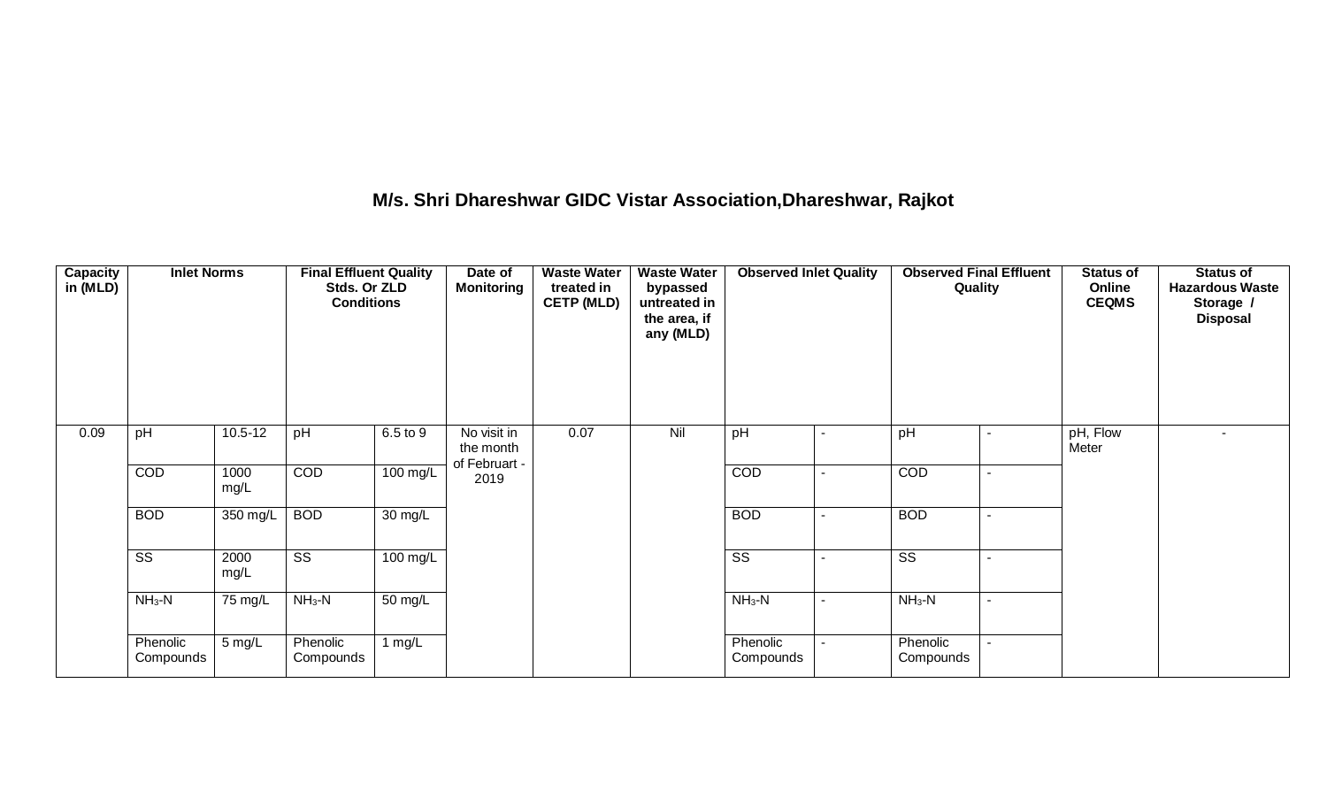## M/s. Shri Dhareshwar GIDC Vistar Association,Dhareshwar, Rajkot

| Capacity in (MLD) | Inlet Norms | | Final Effluent Quality Stds. Or ZLD Conditions | | Date of Monitoring | Waste Water treated in CETP (MLD) | Waste Water bypassed untreated in the area, if any (MLD) | Observed Inlet Quality | | Observed Final Effluent Quality | | Status of Online CEQMS | Status of Hazardous Waste Storage / Disposal |
|---|---|---|---|---|---|---|---|---|---|---|---|---|---|
| 0.09 | pH | 10.5-12 | pH | 6.5 to 9 | No visit in the month of Februart - 2019 | 0.07 | Nil | pH | - | pH | - | pH, Flow Meter | - |
| | COD | 1000 mg/L | COD | 100 mg/L | | | | COD | - | COD | - | | |
| | BOD | 350 mg/L | BOD | 30 mg/L | | | | BOD | - | BOD | - | | |
| | SS | 2000 mg/L | SS | 100 mg/L | | | | SS | - | SS | - | | |
| | $NH_3$-N | 75 mg/L | $NH_3$-N | 50 mg/L | | | | $NH_3$-N | - | $NH_3$-N | - | | |
| | Phenolic Compounds | 5 mg/L | Phenolic Compounds | 1 mg/L | | | | Phenolic Compounds | - | Phenolic Compounds | - | | |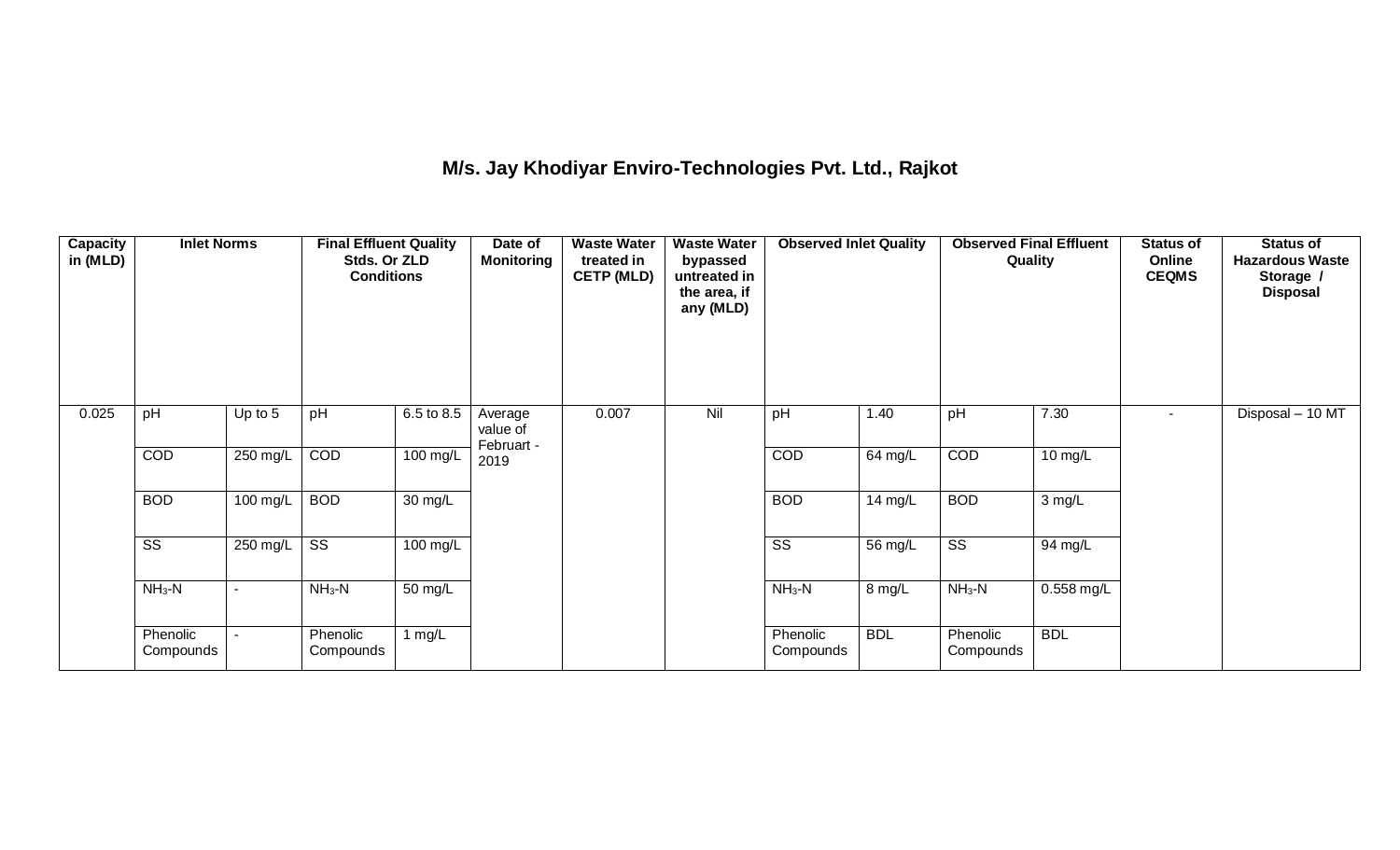## M/s. Jay Khodiyar Enviro-Technologies Pvt. Ltd., Rajkot

| Capacity in (MLD) | Inlet Norms | | Final Effluent Quality Stds. Or ZLD Conditions | | Date of Monitoring | Waste Water treated in CETP (MLD) | Waste Water bypassed untreated in the area, if any (MLD) | Observed Inlet Quality | | Observed Final Effluent Quality | | Status of Online CEQMS | Status of Hazardous Waste Storage / Disposal |
|---|---|---|---|---|---|---|---|---|---|---|---|---|---|
| 0.025 | pH | Up to 5 | pH | 6.5 to 8.5 | Average value of Februart - 2019 | 0.007 | Nil | pH | 1.40 | pH | 7.30 | - | Disposal – 10 MT |
| | COD | 250 mg/L | COD | 100 mg/L | | | | COD | 64 mg/L | COD | 10 mg/L | | |
| | BOD | 100 mg/L | BOD | 30 mg/L | | | | BOD | 14 mg/L | BOD | 3 mg/L | | |
| | SS | 250 mg/L | SS | 100 mg/L | | | | SS | 56 mg/L | SS | 94 mg/L | | |
| | $NH_3$-N | - | $NH_3$-N | 50 mg/L | | | | $NH_3$-N | 8 mg/L | $NH_3$-N | 0.558 mg/L | | |
| | Phenolic Compounds | - | Phenolic Compounds | 1 mg/L | | | | Phenolic Compounds | BDL | Phenolic Compounds | BDL | | |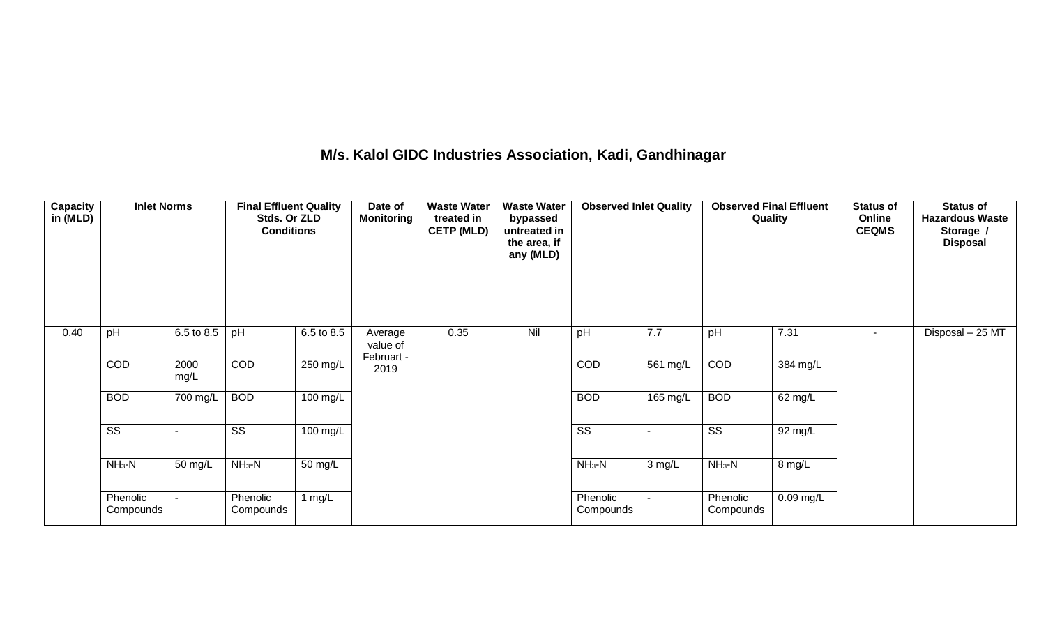## M/s. Kalol GIDC Industries Association, Kadi, Gandhinagar

| Capacity in (MLD) | Inlet Norms | | Final Effluent Quality Stds. Or ZLD Conditions | | Date of Monitoring | Waste Water treated in CETP (MLD) | Waste Water bypassed untreated in the area, if any (MLD) | Observed Inlet Quality | | Observed Final Effluent Quality | | Status of Online CEQMS | Status of Hazardous Waste Storage / Disposal |
|---|---|---|---|---|---|---|---|---|---|---|---|---|---|
| 0.40 | pH | 6.5 to 8.5 | pH | 6.5 to 8.5 | Average value of Februart - 2019 | 0.35 | Nil | pH | 7.7 | pH | 7.31 | - | Disposal – 25 MT |
| | COD | 2000 mg/L | COD | 250 mg/L | | | | COD | 561 mg/L | COD | 384 mg/L | | |
| | BOD | 700 mg/L | BOD | 100 mg/L | | | | BOD | 165 mg/L | BOD | 62 mg/L | | |
| | SS | - | SS | 100 mg/L | | | | SS | - | SS | 92 mg/L | | |
| | $NH_3$-N | 50 mg/L | $NH_3$-N | 50 mg/L | | | | $NH_3$-N | 3 mg/L | $NH_3$-N | 8 mg/L | | |
| | Phenolic Compounds | - | Phenolic Compounds | 1 mg/L | | | | Phenolic Compounds | - | Phenolic Compounds | 0.09 mg/L | | |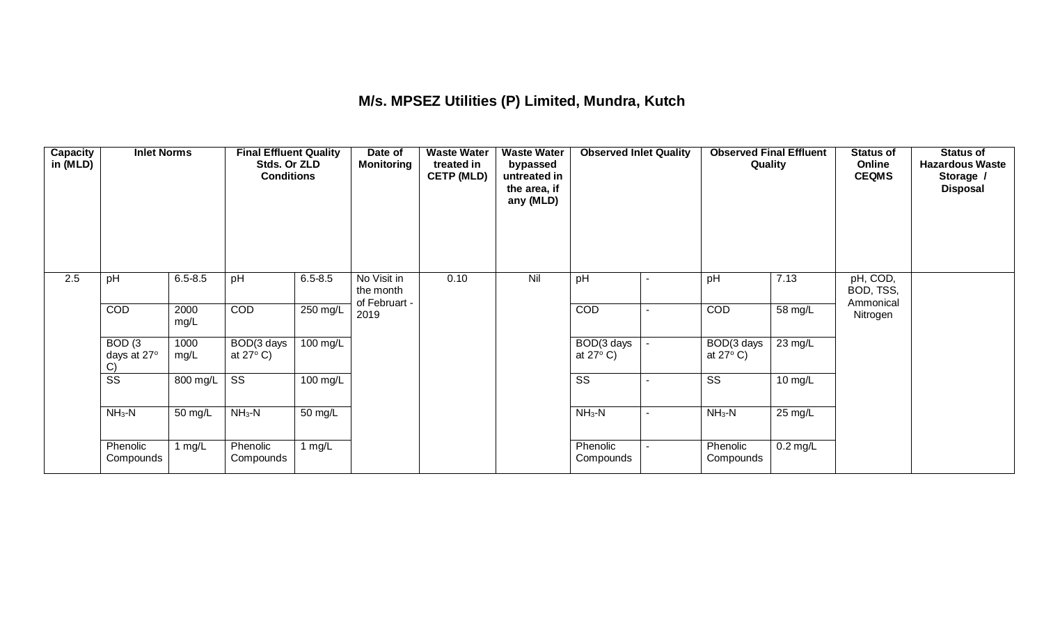## M/s. MPSEZ Utilities (P) Limited, Mundra, Kutch

| Capacity in (MLD) | Inlet Norms | | Final Effluent Quality Stds. Or ZLD Conditions | | Date of Monitoring | Waste Water treated in CETP (MLD) | Waste Water bypassed untreated in the area, if any (MLD) | Observed Inlet Quality | | Observed Final Effluent Quality | | Status of Online CEQMS | Status of Hazardous Waste Storage / Disposal |
|---|---|---|---|---|---|---|---|---|---|---|---|---|---|
| 2.5 | pH | 6.5-8.5 | pH | 6.5-8.5 | No Visit in the month of Februart - 2019 | 0.10 | Nil | pH | - | pH | 7.13 | pH, COD, BOD, TSS, Ammonical Nitrogen | |
| | COD | 2000 mg/L | COD | 250 mg/L | | | | COD | - | COD | 58 mg/L | | |
| | BOD (3 days at 27° C) | 1000 mg/L | BOD(3 days at 27° C) | 100 mg/L | | | | BOD(3 days at 27° C) | - | BOD(3 days at 27° C) | 23 mg/L | | |
| | SS | 800 mg/L | SS | 100 mg/L | | | | SS | - | SS | 10 mg/L | | |
| | $NH_3$-N | 50 mg/L | $NH_3$-N | 50 mg/L | | | | $NH_3$-N | - | $NH_3$-N | 25 mg/L | | |
| | Phenolic Compounds | 1 mg/L | Phenolic Compounds | 1 mg/L | | | | Phenolic Compounds | - | Phenolic Compounds | 0.2 mg/L | | |